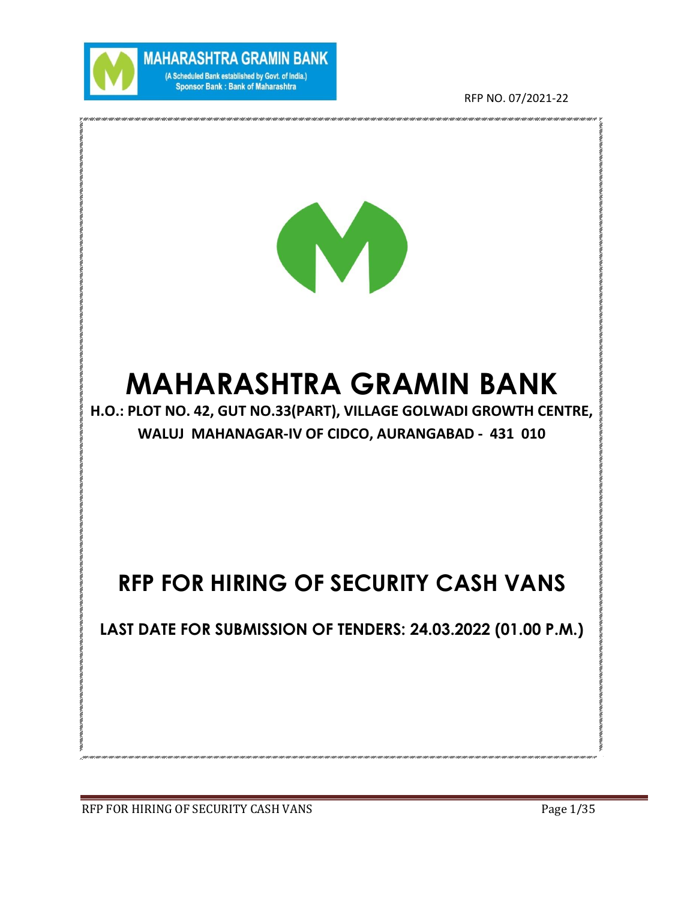MAHARASHTRA GRAMIN BANK
(A Scheduled Bank established by Govt. of India.)
Sponsor Bank : Bank of Maharashtra

RFP NO. 07/2021-22

# MAHARASHTRA GRAMIN BANK

**H.O.: PLOT NO. 42, GUT NO.33(PART), VILLAGE GOLWADI GROWTH CENTRE, WALUJ MAHANAGAR-IV OF CIDCO, AURANGABAD - 431 010**

# RFP FOR HIRING OF SECURITY CASH VANS

**LAST DATE FOR SUBMISSION OF TENDERS: 24.03.2022 (01.00 P.M.)**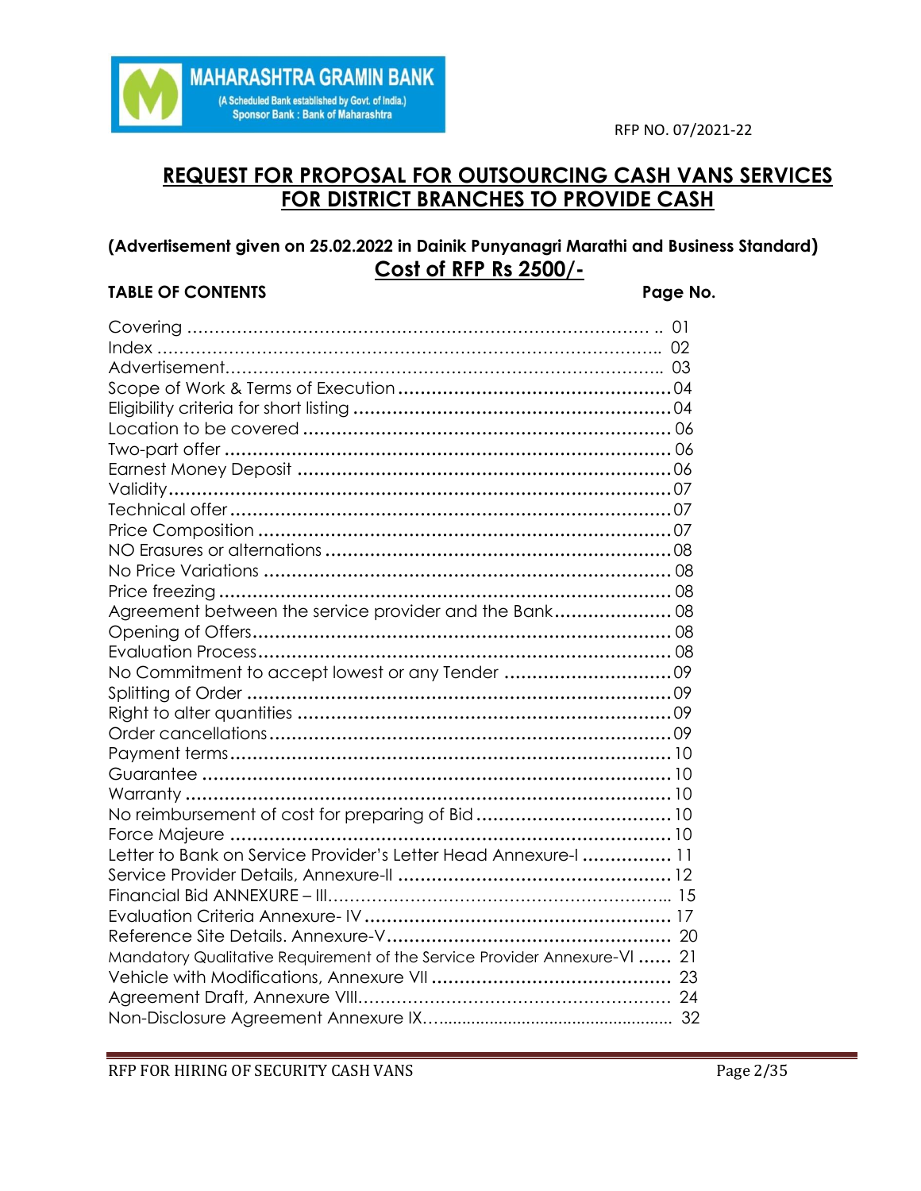MAHARASHTRA GRAMIN BANK
(A Scheduled Bank established by Govt. of India.)
Sponsor Bank : Bank of Maharashtra

RFP NO. 07/2021-22

# REQUEST FOR PROPOSAL FOR OUTSOURCING CASH VANS SERVICES FOR DISTRICT BRANCHES TO PROVIDE CASH

**(Advertisement given on 25.02.2022 in Dainik Punyanagri Marathi and Business Standard)**

**Cost of RFP Rs 2500/-**

| TABLE OF CONTENTS | Page No. |
|---|---|
| Covering | 01 |
| Index | 02 |
| Advertisement | 03 |
| Scope of Work & Terms of Execution | 04 |
| Eligibility criteria for short listing | 04 |
| Location to be covered | 06 |
| Two-part offer | 06 |
| Earnest Money Deposit | 06 |
| Validity | 07 |
| Technical offer | 07 |
| Price Composition | 07 |
| NO Erasures or alternations | 08 |
| No Price Variations | 08 |
| Price freezing | 08 |
| Agreement between the service provider and the Bank | 08 |
| Opening of Offers | 08 |
| Evaluation Process | 08 |
| No Commitment to accept lowest or any Tender | 09 |
| Splitting of Order | 09 |
| Right to alter quantities | 09 |
| Order cancellations | 09 |
| Payment terms | 10 |
| Guarantee | 10 |
| Warranty | 10 |
| No reimbursement of cost for preparing of Bid | 10 |
| Force Majeure | 10 |
| Letter to Bank on Service Provider's Letter Head Annexure-I | 11 |
| Service Provider Details, Annexure-II | 12 |
| Financial Bid ANNEXURE – III | 15 |
| Evaluation Criteria Annexure- IV | 17 |
| Reference Site Details. Annexure-V | 20 |
| Mandatory Qualitative Requirement of the Service Provider Annexure-VI | 21 |
| Vehicle with Modifications, Annexure VII | 23 |
| Agreement Draft, Annexure VIII | 24 |
| Non-Disclosure Agreement Annexure IX | 32 |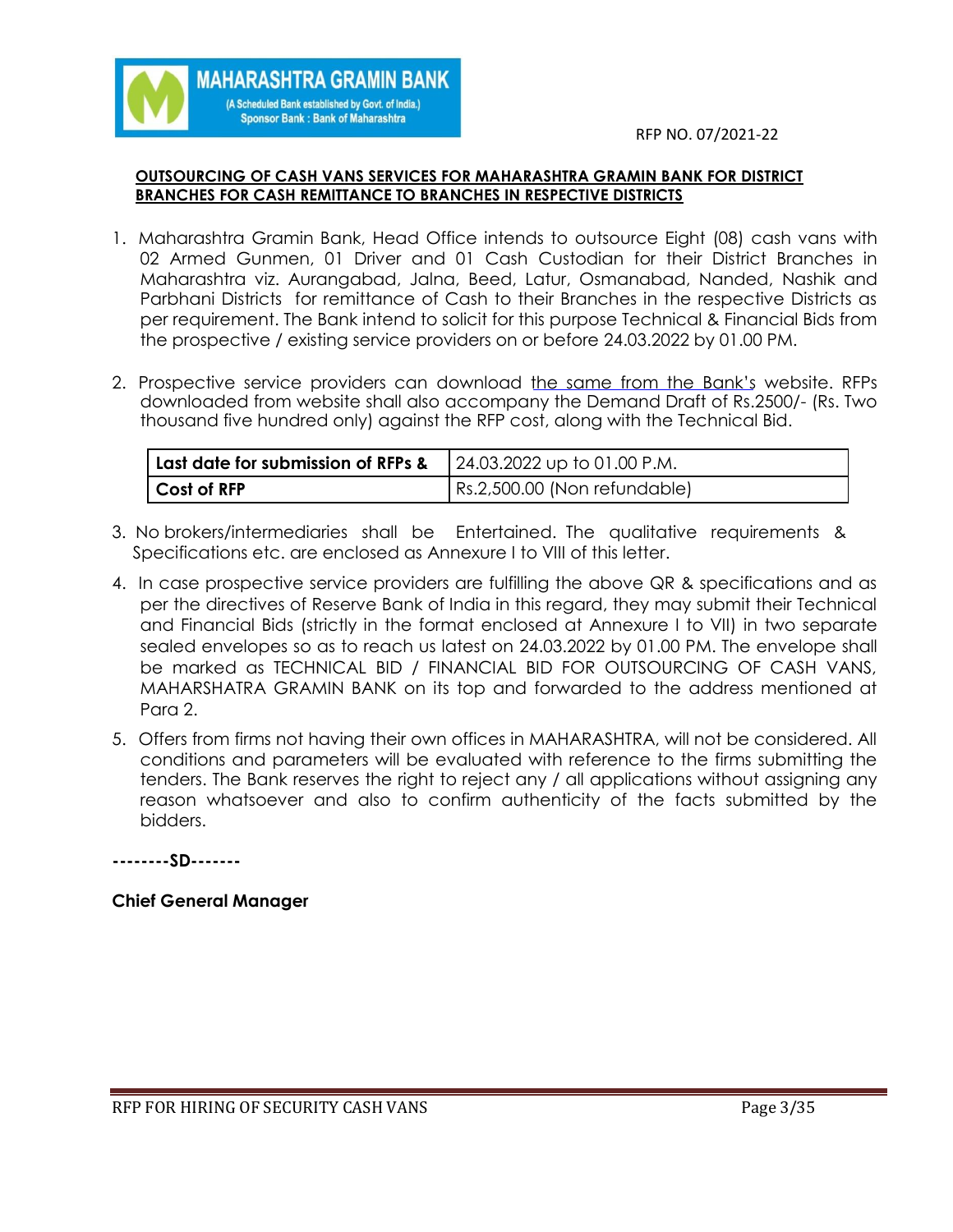RFP NO. 07/2021-22

**OUTSOURCING OF CASH VANS SERVICES FOR MAHARASHTRA GRAMIN BANK FOR DISTRICT BRANCHES FOR CASH REMITTANCE TO BRANCHES IN RESPECTIVE DISTRICTS**

1. Maharashtra Gramin Bank, Head Office intends to outsource Eight (08) cash vans with 02 Armed Gunmen, 01 Driver and 01 Cash Custodian for their District Branches in Maharashtra viz. Aurangabad, Jalna, Beed, Latur, Osmanabad, Nanded, Nashik and Parbhani Districts for remittance of Cash to their Branches in the respective Districts as per requirement. The Bank intend to solicit for this purpose Technical & Financial Bids from the prospective / existing service providers on or before 24.03.2022 by 01.00 PM.

2. Prospective service providers can download the same from the Bank's website. RFPs downloaded from website shall also accompany the Demand Draft of Rs.2500/- (Rs. Two thousand five hundred only) against the RFP cost, along with the Technical Bid.

| **Last date for submission of RFPs &** | 24.03.2022 up to 01.00 P.M. |
|---|---|
| **Cost of RFP** | Rs.2,500.00 (Non refundable) |

3. No brokers/intermediaries shall be Entertained. The qualitative requirements & Specifications etc. are enclosed as Annexure I to VIII of this letter.

4. In case prospective service providers are fulfilling the above QR & specifications and as per the directives of Reserve Bank of India in this regard, they may submit their Technical and Financial Bids (strictly in the format enclosed at Annexure I to VII) in two separate sealed envelopes so as to reach us latest on 24.03.2022 by 01.00 PM. The envelope shall be marked as TECHNICAL BID / FINANCIAL BID FOR OUTSOURCING OF CASH VANS, MAHARSHATRA GRAMIN BANK on its top and forwarded to the address mentioned at Para 2.

5. Offers from firms not having their own offices in MAHARASHTRA, will not be considered. All conditions and parameters will be evaluated with reference to the firms submitting the tenders. The Bank reserves the right to reject any / all applications without assigning any reason whatsoever and also to confirm authenticity of the facts submitted by the bidders.

**--------SD-------**

**Chief General Manager**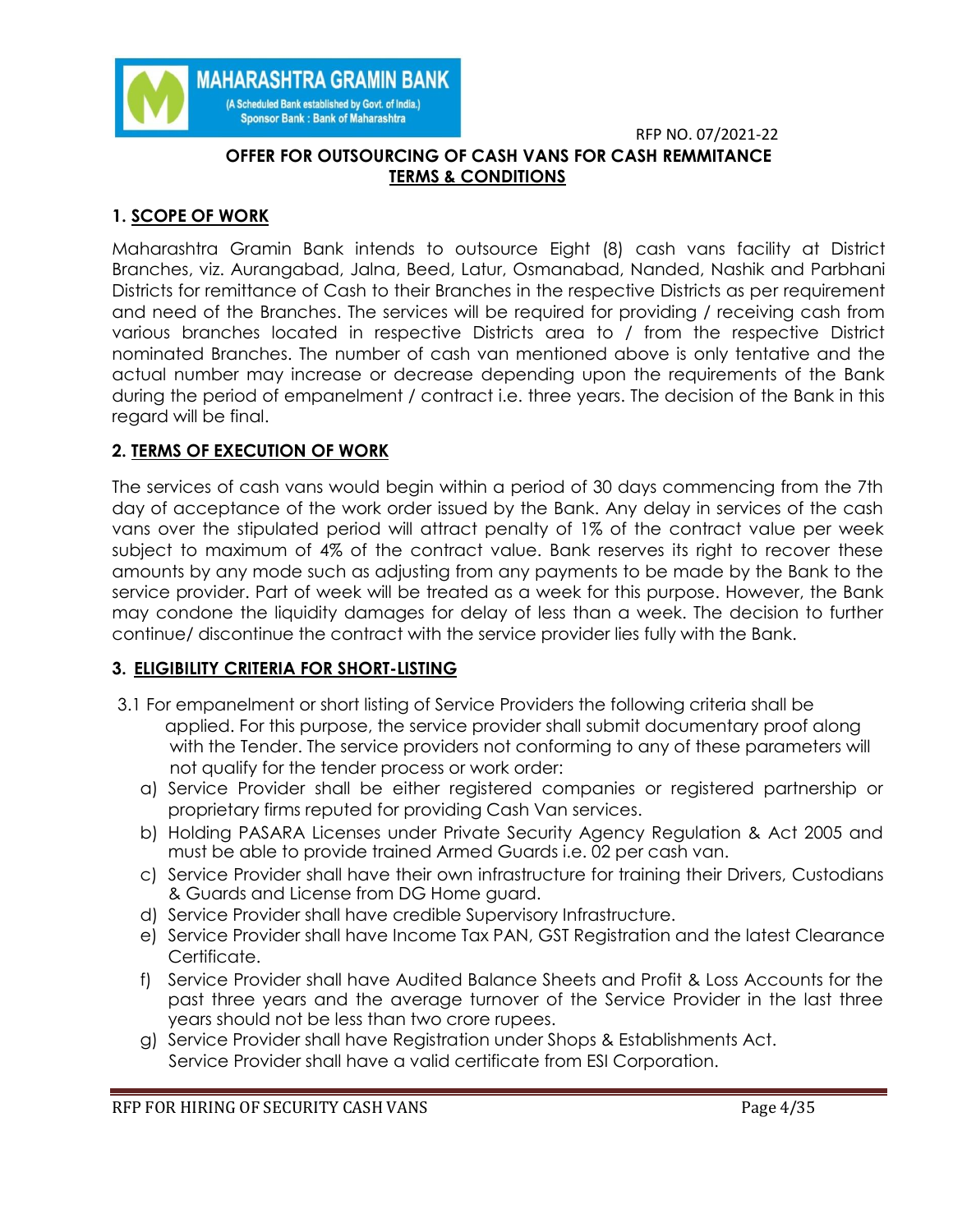RFP NO. 07/2021-22

**OFFER FOR OUTSOURCING OF CASH VANS FOR CASH REMMITANCE**

**TERMS & CONDITIONS**

## 1. SCOPE OF WORK

Maharashtra Gramin Bank intends to outsource Eight (8) cash vans facility at District Branches, viz. Aurangabad, Jalna, Beed, Latur, Osmanabad, Nanded, Nashik and Parbhani Districts for remittance of Cash to their Branches in the respective Districts as per requirement and need of the Branches. The services will be required for providing / receiving cash from various branches located in respective Districts area to / from the respective District nominated Branches. The number of cash van mentioned above is only tentative and the actual number may increase or decrease depending upon the requirements of the Bank during the period of empanelment / contract i.e. three years. The decision of the Bank in this regard will be final.

## 2. TERMS OF EXECUTION OF WORK

The services of cash vans would begin within a period of 30 days commencing from the 7th day of acceptance of the work order issued by the Bank. Any delay in services of the cash vans over the stipulated period will attract penalty of 1% of the contract value per week subject to maximum of 4% of the contract value. Bank reserves its right to recover these amounts by any mode such as adjusting from any payments to be made by the Bank to the service provider. Part of week will be treated as a week for this purpose. However, the Bank may condone the liquidity damages for delay of less than a week. The decision to further continue/ discontinue the contract with the service provider lies fully with the Bank.

## 3. ELIGIBILITY CRITERIA FOR SHORT-LISTING

3.1 For empanelment or short listing of Service Providers the following criteria shall be applied. For this purpose, the service provider shall submit documentary proof along with the Tender. The service providers not conforming to any of these parameters will not qualify for the tender process or work order:

a) Service Provider shall be either registered companies or registered partnership or proprietary firms reputed for providing Cash Van services.

b) Holding PASARA Licenses under Private Security Agency Regulation & Act 2005 and must be able to provide trained Armed Guards i.e. 02 per cash van.

c) Service Provider shall have their own infrastructure for training their Drivers, Custodians & Guards and License from DG Home guard.

d) Service Provider shall have credible Supervisory Infrastructure.

e) Service Provider shall have Income Tax PAN, GST Registration and the latest Clearance Certificate.

f) Service Provider shall have Audited Balance Sheets and Profit & Loss Accounts for the past three years and the average turnover of the Service Provider in the last three years should not be less than two crore rupees.

g) Service Provider shall have Registration under Shops & Establishments Act.
Service Provider shall have a valid certificate from ESI Corporation.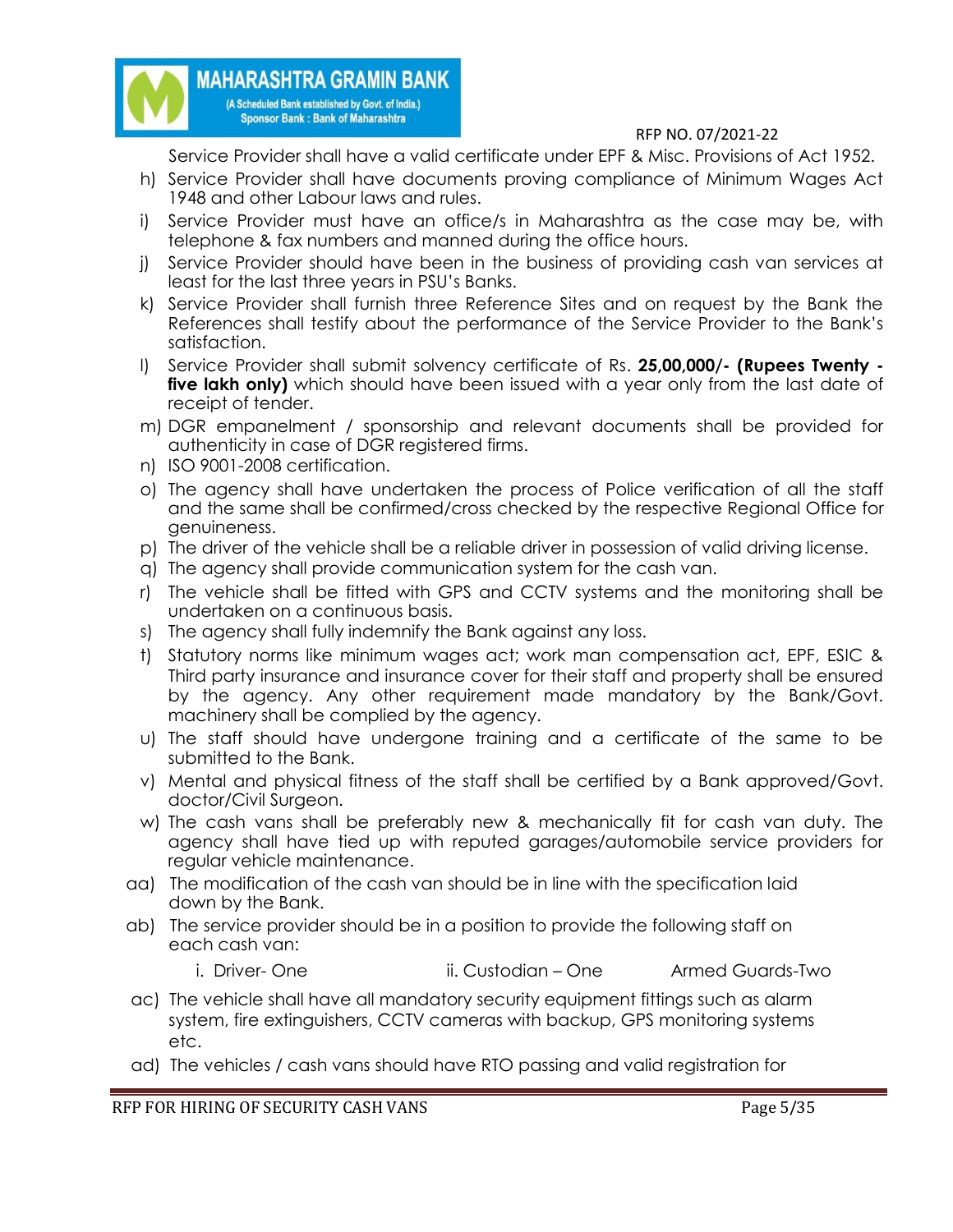Service Provider shall have a valid certificate under EPF & Misc. Provisions of Act 1952.

h) Service Provider shall have documents proving compliance of Minimum Wages Act 1948 and other Labour laws and rules.

i) Service Provider must have an office/s in Maharashtra as the case may be, with telephone & fax numbers and manned during the office hours.

j) Service Provider should have been in the business of providing cash van services at least for the last three years in PSU's Banks.

k) Service Provider shall furnish three Reference Sites and on request by the Bank the References shall testify about the performance of the Service Provider to the Bank's satisfaction.

l) Service Provider shall submit solvency certificate of Rs. **25,00,000/- (Rupees Twenty - five lakh only)** which should have been issued with a year only from the last date of receipt of tender.

m) DGR empanelment / sponsorship and relevant documents shall be provided for authenticity in case of DGR registered firms.

n) ISO 9001-2008 certification.

o) The agency shall have undertaken the process of Police verification of all the staff and the same shall be confirmed/cross checked by the respective Regional Office for genuineness.

p) The driver of the vehicle shall be a reliable driver in possession of valid driving license.

q) The agency shall provide communication system for the cash van.

r) The vehicle shall be fitted with GPS and CCTV systems and the monitoring shall be undertaken on a continuous basis.

s) The agency shall fully indemnify the Bank against any loss.

t) Statutory norms like minimum wages act; work man compensation act, EPF, ESIC & Third party insurance and insurance cover for their staff and property shall be ensured by the agency. Any other requirement made mandatory by the Bank/Govt. machinery shall be complied by the agency.

u) The staff should have undergone training and a certificate of the same to be submitted to the Bank.

v) Mental and physical fitness of the staff shall be certified by a Bank approved/Govt. doctor/Civil Surgeon.

w) The cash vans shall be preferably new & mechanically fit for cash van duty. The agency shall have tied up with reputed garages/automobile service providers for regular vehicle maintenance.

aa) The modification of the cash van should be in line with the specification laid down by the Bank.

ab) The service provider should be in a position to provide the following staff on each cash van:

i. Driver- One ii. Custodian – One Armed Guards-Two

ac) The vehicle shall have all mandatory security equipment fittings such as alarm system, fire extinguishers, CCTV cameras with backup, GPS monitoring systems etc.

ad) The vehicles / cash vans should have RTO passing and valid registration for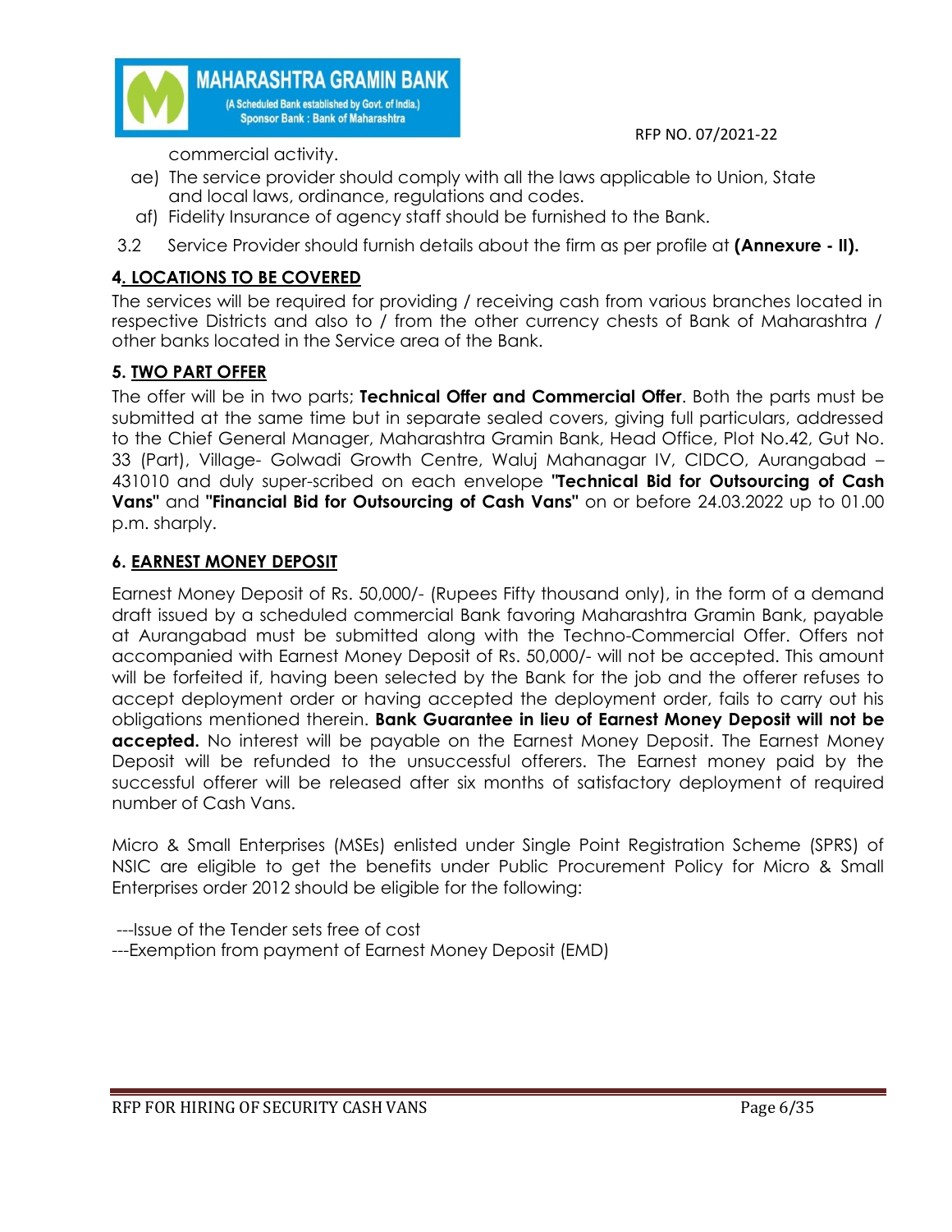commercial activity.

ae) The service provider should comply with all the laws applicable to Union, State and local laws, ordinance, regulations and codes.

af) Fidelity Insurance of agency staff should be furnished to the Bank.

3.2 Service Provider should furnish details about the firm as per profile at **(Annexure - II).**

## 4. LOCATIONS TO BE COVERED

The services will be required for providing / receiving cash from various branches located in respective Districts and also to / from the other currency chests of Bank of Maharashtra / other banks located in the Service area of the Bank.

## 5. TWO PART OFFER

The offer will be in two parts; **Technical Offer and Commercial Offer**. Both the parts must be submitted at the same time but in separate sealed covers, giving full particulars, addressed to the Chief General Manager, Maharashtra Gramin Bank, Head Office, Plot No.42, Gut No. 33 (Part), Village- Golwadi Growth Centre, Waluj Mahanagar IV, CIDCO, Aurangabad – 431010 and duly super-scribed on each envelope **"Technical Bid for Outsourcing of Cash Vans"** and **"Financial Bid for Outsourcing of Cash Vans"** on or before 24.03.2022 up to 01.00 p.m. sharply.

## 6. EARNEST MONEY DEPOSIT

Earnest Money Deposit of Rs. 50,000/- (Rupees Fifty thousand only), in the form of a demand draft issued by a scheduled commercial Bank favoring Maharashtra Gramin Bank, payable at Aurangabad must be submitted along with the Techno-Commercial Offer. Offers not accompanied with Earnest Money Deposit of Rs. 50,000/- will not be accepted. This amount will be forfeited if, having been selected by the Bank for the job and the offerer refuses to accept deployment order or having accepted the deployment order, fails to carry out his obligations mentioned therein. **Bank Guarantee in lieu of Earnest Money Deposit will not be accepted.** No interest will be payable on the Earnest Money Deposit. The Earnest Money Deposit will be refunded to the unsuccessful offerers. The Earnest money paid by the successful offerer will be released after six months of satisfactory deployment of required number of Cash Vans.

Micro & Small Enterprises (MSEs) enlisted under Single Point Registration Scheme (SPRS) of NSIC are eligible to get the benefits under Public Procurement Policy for Micro & Small Enterprises order 2012 should be eligible for the following:

---Issue of the Tender sets free of cost

---Exemption from payment of Earnest Money Deposit (EMD)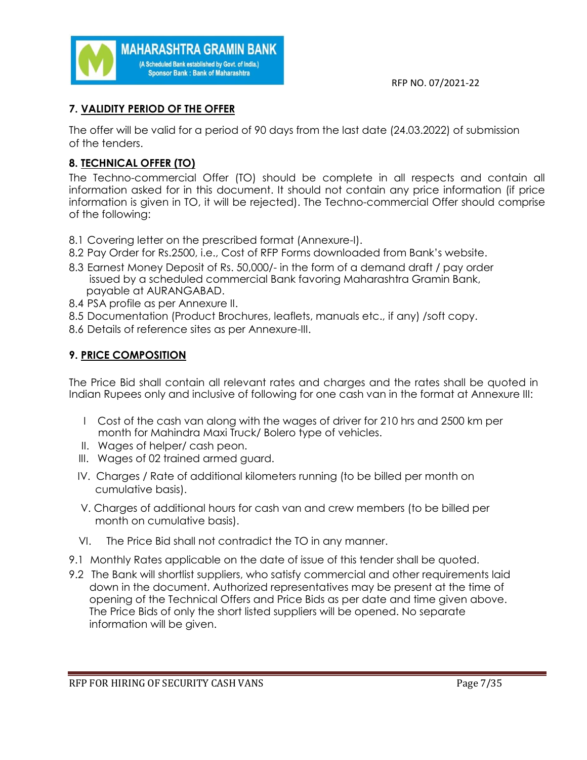## 7. VALIDITY PERIOD OF THE OFFER

The offer will be valid for a period of 90 days from the last date (24.03.2022) of submission of the tenders.

## 8. TECHNICAL OFFER (TO)

The Techno-commercial Offer (TO) should be complete in all respects and contain all information asked for in this document. It should not contain any price information (if price information is given in TO, it will be rejected). The Techno-commercial Offer should comprise of the following:

8.1 Covering letter on the prescribed format (Annexure-I).
8.2 Pay Order for Rs.2500, i.e., Cost of RFP Forms downloaded from Bank's website.
8.3 Earnest Money Deposit of Rs. 50,000/- in the form of a demand draft / pay order issued by a scheduled commercial Bank favoring Maharashtra Gramin Bank, payable at AURANGABAD.
8.4 PSA profile as per Annexure II.
8.5 Documentation (Product Brochures, leaflets, manuals etc., if any) /soft copy.
8.6 Details of reference sites as per Annexure-III.

## 9. PRICE COMPOSITION

The Price Bid shall contain all relevant rates and charges and the rates shall be quoted in Indian Rupees only and inclusive of following for one cash van in the format at Annexure III:

I Cost of the cash van along with the wages of driver for 210 hrs and 2500 km per month for Mahindra Maxi Truck/ Bolero type of vehicles.
II. Wages of helper/ cash peon.
III. Wages of 02 trained armed guard.
IV. Charges / Rate of additional kilometers running (to be billed per month on cumulative basis).
V. Charges of additional hours for cash van and crew members (to be billed per month on cumulative basis).
VI. The Price Bid shall not contradict the TO in any manner.

9.1 Monthly Rates applicable on the date of issue of this tender shall be quoted.
9.2 The Bank will shortlist suppliers, who satisfy commercial and other requirements laid down in the document. Authorized representatives may be present at the time of opening of the Technical Offers and Price Bids as per date and time given above. The Price Bids of only the short listed suppliers will be opened. No separate information will be given.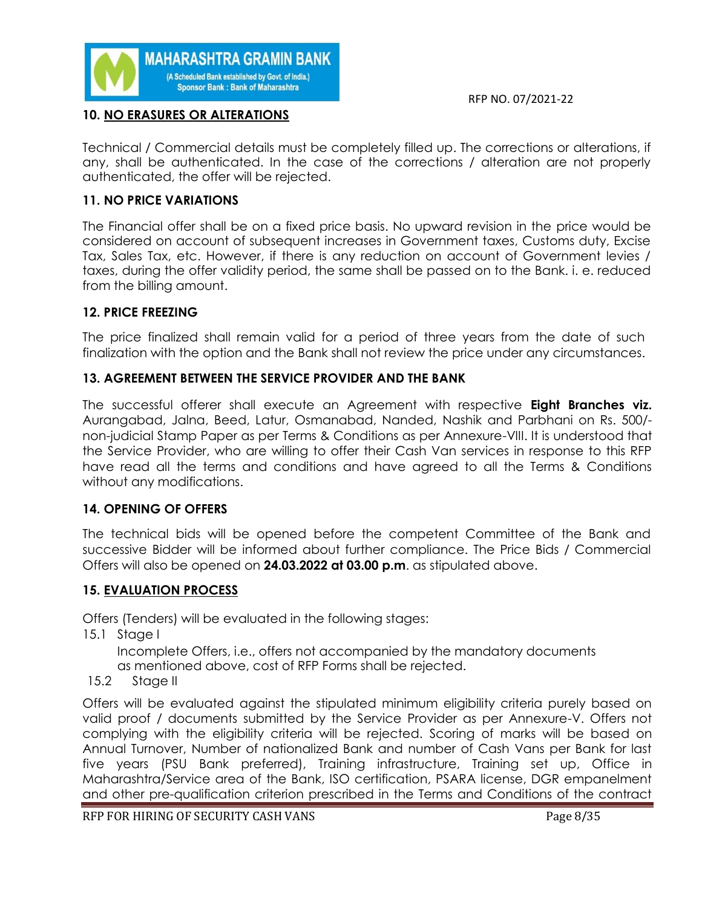## 10. NO ERASURES OR ALTERATIONS

Technical / Commercial details must be completely filled up. The corrections or alterations, if any, shall be authenticated. In the case of the corrections / alteration are not properly authenticated, the offer will be rejected.

## 11. NO PRICE VARIATIONS

The Financial offer shall be on a fixed price basis. No upward revision in the price would be considered on account of subsequent increases in Government taxes, Customs duty, Excise Tax, Sales Tax, etc. However, if there is any reduction on account of Government levies / taxes, during the offer validity period, the same shall be passed on to the Bank. i. e. reduced from the billing amount.

## 12. PRICE FREEZING

The price finalized shall remain valid for a period of three years from the date of such finalization with the option and the Bank shall not review the price under any circumstances.

## 13. AGREEMENT BETWEEN THE SERVICE PROVIDER AND THE BANK

The successful offerer shall execute an Agreement with respective **Eight Branches viz.** Aurangabad, Jalna, Beed, Latur, Osmanabad, Nanded, Nashik and Parbhani on Rs. 500/- non-judicial Stamp Paper as per Terms & Conditions as per Annexure-VIII. It is understood that the Service Provider, who are willing to offer their Cash Van services in response to this RFP have read all the terms and conditions and have agreed to all the Terms & Conditions without any modifications.

## 14. OPENING OF OFFERS

The technical bids will be opened before the competent Committee of the Bank and successive Bidder will be informed about further compliance. The Price Bids / Commercial Offers will also be opened on **24.03.2022 at 03.00 p.m**. as stipulated above.

## 15. EVALUATION PROCESS

Offers (Tenders) will be evaluated in the following stages:

15.1 Stage I

Incomplete Offers, i.e., offers not accompanied by the mandatory documents as mentioned above, cost of RFP Forms shall be rejected.

15.2 Stage II

Offers will be evaluated against the stipulated minimum eligibility criteria purely based on valid proof / documents submitted by the Service Provider as per Annexure-V. Offers not complying with the eligibility criteria will be rejected. Scoring of marks will be based on Annual Turnover, Number of nationalized Bank and number of Cash Vans per Bank for last five years (PSU Bank preferred), Training infrastructure, Training set up, Office in Maharashtra/Service area of the Bank, ISO certification, PSARA license, DGR empanelment and other pre-qualification criterion prescribed in the Terms and Conditions of the contract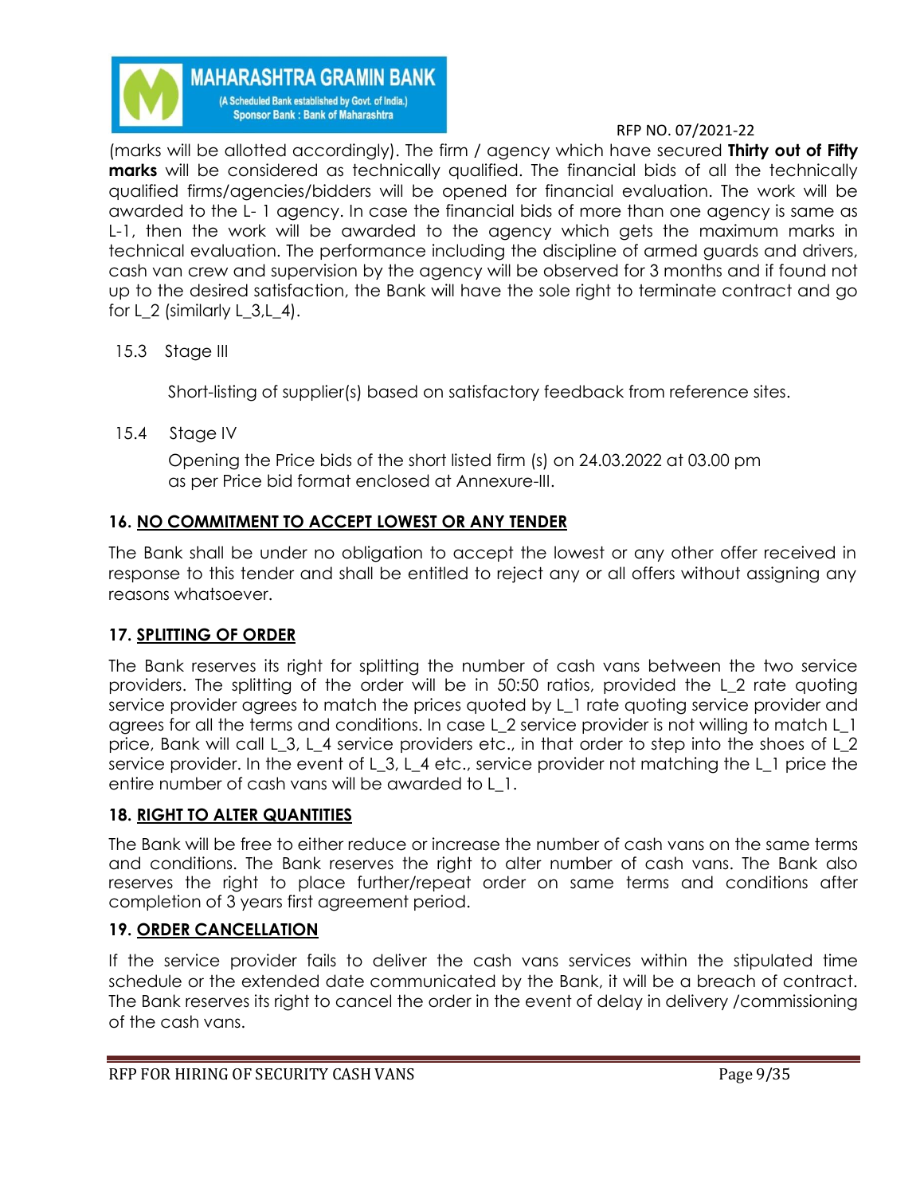(marks will be allotted accordingly). The firm / agency which have secured **Thirty out of Fifty marks** will be considered as technically qualified. The financial bids of all the technically qualified firms/agencies/bidders will be opened for financial evaluation. The work will be awarded to the L- 1 agency. In case the financial bids of more than one agency is same as L-1, then the work will be awarded to the agency which gets the maximum marks in technical evaluation. The performance including the discipline of armed guards and drivers, cash van crew and supervision by the agency will be observed for 3 months and if found not up to the desired satisfaction, the Bank will have the sole right to terminate contract and go for L_2 (similarly L_3,L_4).

15.3 Stage III

Short-listing of supplier(s) based on satisfactory feedback from reference sites.

15.4 Stage IV

Opening the Price bids of the short listed firm (s) on 24.03.2022 at 03.00 pm as per Price bid format enclosed at Annexure-III.

## 16. NO COMMITMENT TO ACCEPT LOWEST OR ANY TENDER

The Bank shall be under no obligation to accept the lowest or any other offer received in response to this tender and shall be entitled to reject any or all offers without assigning any reasons whatsoever.

## 17. SPLITTING OF ORDER

The Bank reserves its right for splitting the number of cash vans between the two service providers. The splitting of the order will be in 50:50 ratios, provided the L_2 rate quoting service provider agrees to match the prices quoted by L_1 rate quoting service provider and agrees for all the terms and conditions. In case L_2 service provider is not willing to match L_1 price, Bank will call L_3, L_4 service providers etc., in that order to step into the shoes of L_2 service provider. In the event of L_3, L_4 etc., service provider not matching the L_1 price the entire number of cash vans will be awarded to L_1.

## 18. RIGHT TO ALTER QUANTITIES

The Bank will be free to either reduce or increase the number of cash vans on the same terms and conditions. The Bank reserves the right to alter number of cash vans. The Bank also reserves the right to place further/repeat order on same terms and conditions after completion of 3 years first agreement period.

## 19. ORDER CANCELLATION

If the service provider fails to deliver the cash vans services within the stipulated time schedule or the extended date communicated by the Bank, it will be a breach of contract. The Bank reserves its right to cancel the order in the event of delay in delivery /commissioning of the cash vans.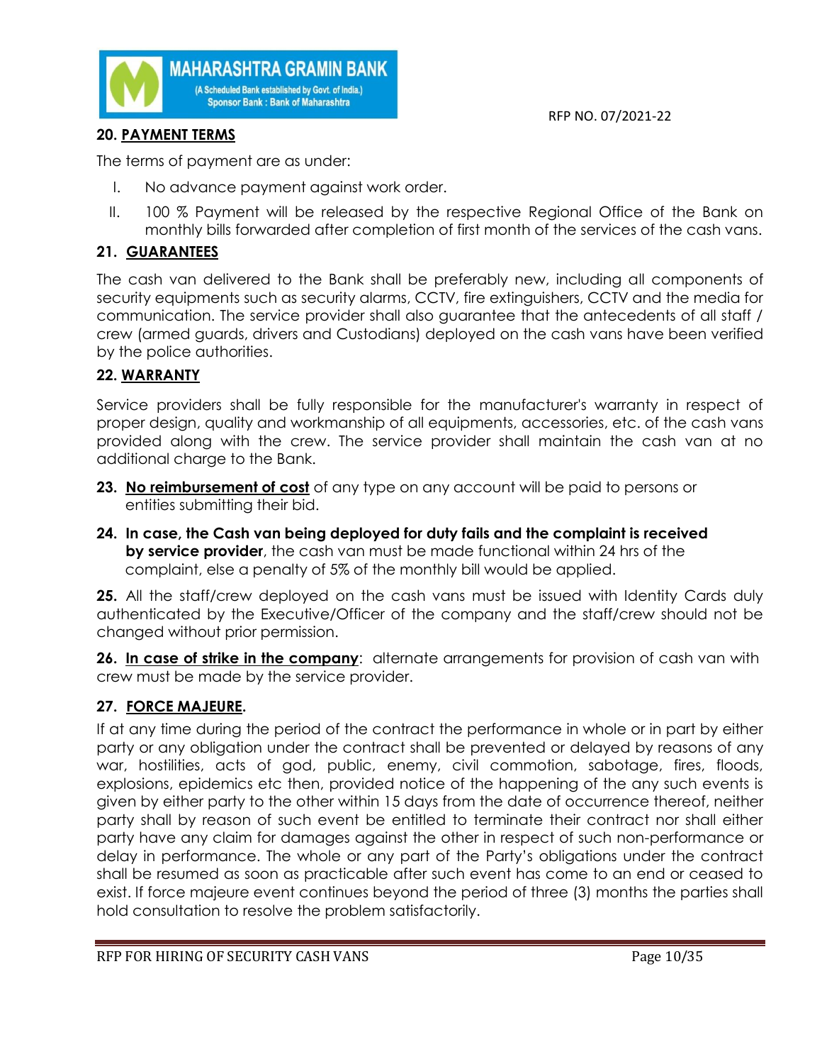## 20. PAYMENT TERMS

The terms of payment are as under:

I. No advance payment against work order.
II. 100 % Payment will be released by the respective Regional Office of the Bank on monthly bills forwarded after completion of first month of the services of the cash vans.

## 21. GUARANTEES

The cash van delivered to the Bank shall be preferably new, including all components of security equipments such as security alarms, CCTV, fire extinguishers, CCTV and the media for communication. The service provider shall also guarantee that the antecedents of all staff / crew (armed guards, drivers and Custodians) deployed on the cash vans have been verified by the police authorities.

## 22. WARRANTY

Service providers shall be fully responsible for the manufacturer's warranty in respect of proper design, quality and workmanship of all equipments, accessories, etc. of the cash vans provided along with the crew. The service provider shall maintain the cash van at no additional charge to the Bank.

**23. No reimbursement of cost** of any type on any account will be paid to persons or entities submitting their bid.

**24. In case, the Cash van being deployed for duty fails and the complaint is received by service provider**, the cash van must be made functional within 24 hrs of the complaint, else a penalty of 5% of the monthly bill would be applied.

**25.** All the staff/crew deployed on the cash vans must be issued with Identity Cards duly authenticated by the Executive/Officer of the company and the staff/crew should not be changed without prior permission.

**26. In case of strike in the company**: alternate arrangements for provision of cash van with crew must be made by the service provider.

## 27. FORCE MAJEURE.

If at any time during the period of the contract the performance in whole or in part by either party or any obligation under the contract shall be prevented or delayed by reasons of any war, hostilities, acts of god, public, enemy, civil commotion, sabotage, fires, floods, explosions, epidemics etc then, provided notice of the happening of the any such events is given by either party to the other within 15 days from the date of occurrence thereof, neither party shall by reason of such event be entitled to terminate their contract nor shall either party have any claim for damages against the other in respect of such non-performance or delay in performance. The whole or any part of the Party's obligations under the contract shall be resumed as soon as practicable after such event has come to an end or ceased to exist. If force majeure event continues beyond the period of three (3) months the parties shall hold consultation to resolve the problem satisfactorily.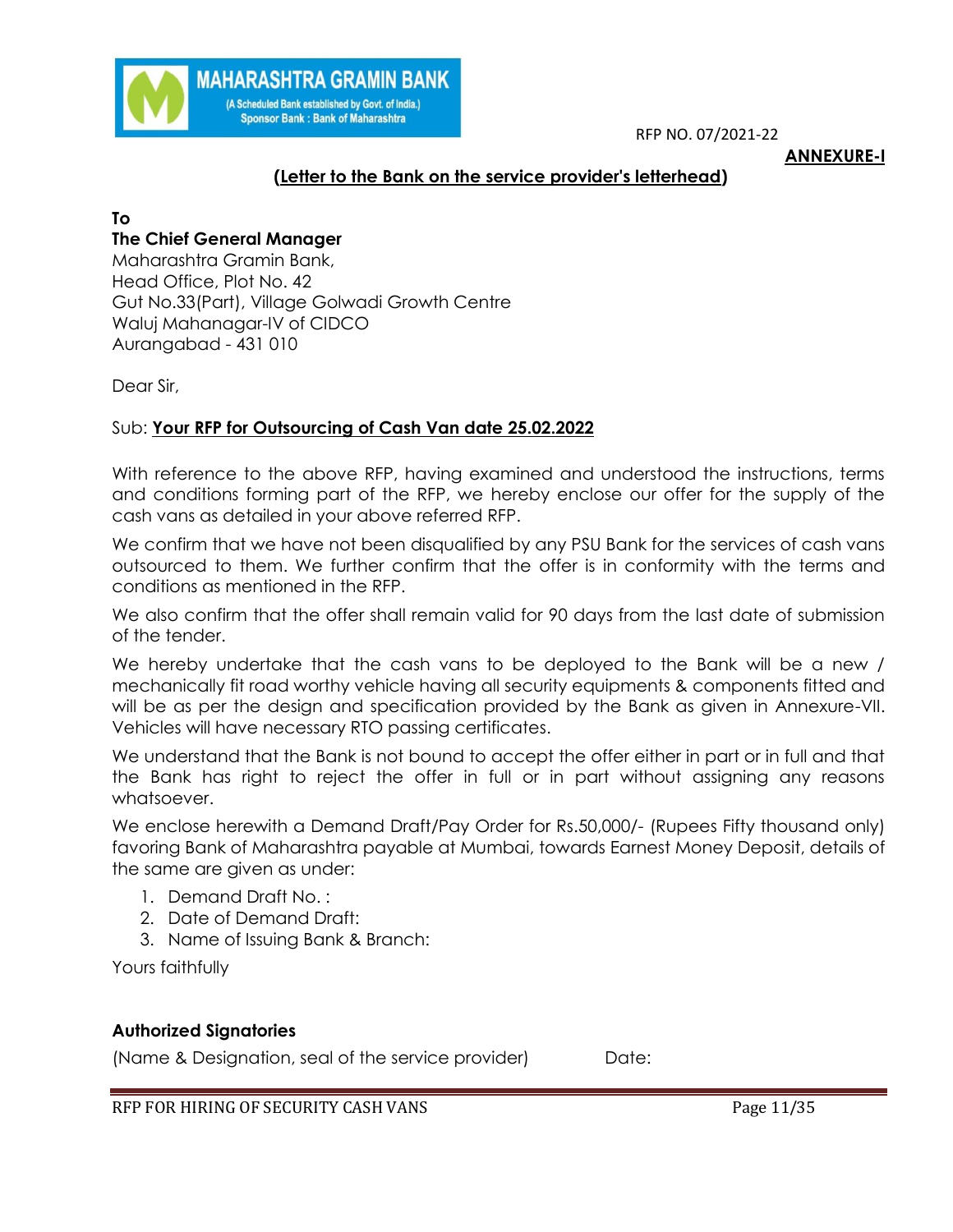RFP NO. 07/2021-22

**ANNEXURE-I**

**(Letter to the Bank on the service provider's letterhead)**

**To**
**The Chief General Manager**
Maharashtra Gramin Bank,
Head Office, Plot No. 42
Gut No.33(Part), Village Golwadi Growth Centre
Waluj Mahanagar-IV of CIDCO
Aurangabad - 431 010

Dear Sir,

Sub: **Your RFP for Outsourcing of Cash Van date 25.02.2022**

With reference to the above RFP, having examined and understood the instructions, terms and conditions forming part of the RFP, we hereby enclose our offer for the supply of the cash vans as detailed in your above referred RFP.

We confirm that we have not been disqualified by any PSU Bank for the services of cash vans outsourced to them. We further confirm that the offer is in conformity with the terms and conditions as mentioned in the RFP.

We also confirm that the offer shall remain valid for 90 days from the last date of submission of the tender.

We hereby undertake that the cash vans to be deployed to the Bank will be a new / mechanically fit road worthy vehicle having all security equipments & components fitted and will be as per the design and specification provided by the Bank as given in Annexure-VII. Vehicles will have necessary RTO passing certificates.

We understand that the Bank is not bound to accept the offer either in part or in full and that the Bank has right to reject the offer in full or in part without assigning any reasons whatsoever.

We enclose herewith a Demand Draft/Pay Order for Rs.50,000/- (Rupees Fifty thousand only) favoring Bank of Maharashtra payable at Mumbai, towards Earnest Money Deposit, details of the same are given as under:

1. Demand Draft No. :
2. Date of Demand Draft:
3. Name of Issuing Bank & Branch:

Yours faithfully

**Authorized Signatories**

(Name & Designation, seal of the service provider) Date: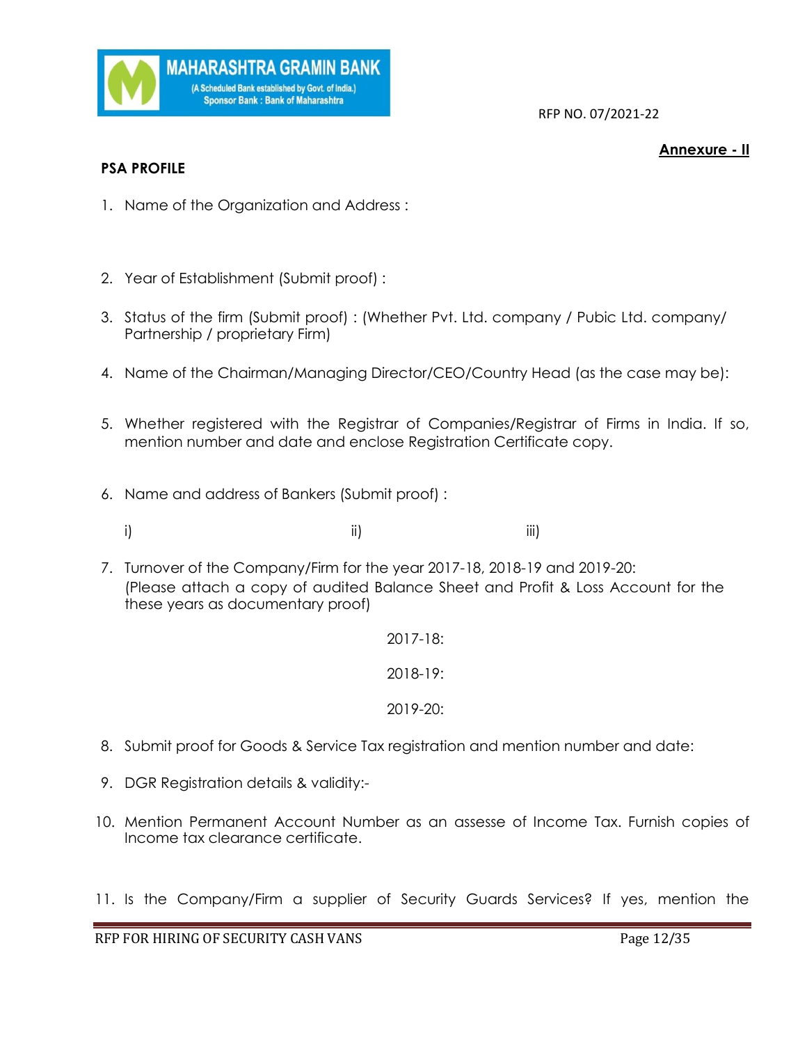**Annexure - II**

**PSA PROFILE**

1. Name of the Organization and Address :

2. Year of Establishment (Submit proof) :

3. Status of the firm (Submit proof) : (Whether Pvt. Ltd. company / Pubic Ltd. company/ Partnership / proprietary Firm)

4. Name of the Chairman/Managing Director/CEO/Country Head (as the case may be):

5. Whether registered with the Registrar of Companies/Registrar of Firms in India. If so, mention number and date and enclose Registration Certificate copy.

6. Name and address of Bankers (Submit proof) :

   i) ii) iii)

7. Turnover of the Company/Firm for the year 2017-18, 2018-19 and 2019-20:
   (Please attach a copy of audited Balance Sheet and Profit & Loss Account for the these years as documentary proof)

   2017-18:

   2018-19:

   2019-20:

8. Submit proof for Goods & Service Tax registration and mention number and date:

9. DGR Registration details & validity:-

10. Mention Permanent Account Number as an assesse of Income Tax. Furnish copies of Income tax clearance certificate.

11. Is the Company/Firm a supplier of Security Guards Services? If yes, mention the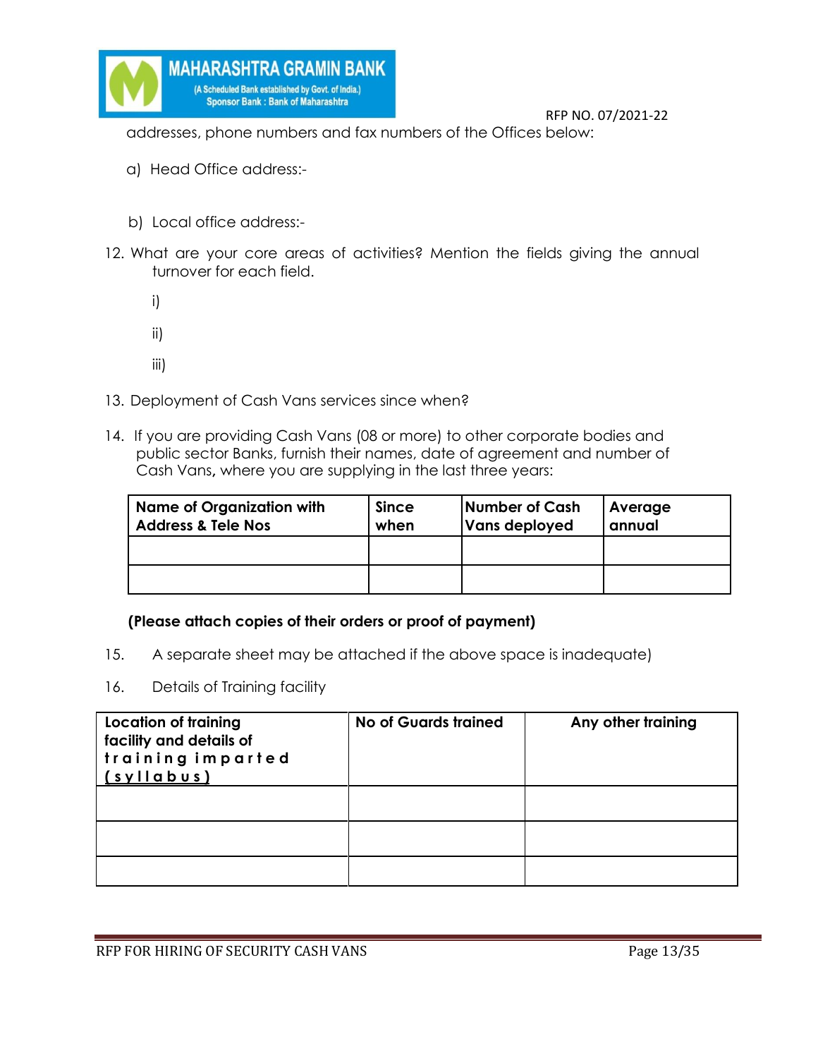addresses, phone numbers and fax numbers of the Offices below:

a) Head Office address:-

b) Local office address:-

12. What are your core areas of activities? Mention the fields giving the annual turnover for each field.

    i)

    ii)

    iii)

13. Deployment of Cash Vans services since when?

14. If you are providing Cash Vans (08 or more) to other corporate bodies and public sector Banks, furnish their names, date of agreement and number of Cash Vans, where you are supplying in the last three years:

| Name of Organization with Address & Tele Nos | Since when | Number of Cash Vans deployed | Average annual |
|---|---|---|---|
| | | | |
| | | | |

**(Please attach copies of their orders or proof of payment)**

15. A separate sheet may be attached if the above space is inadequate)

16. Details of Training facility

| Location of training facility and details of training imparted (syllabus) | No of Guards trained | Any other training |
|---|---|---|
| | | |
| | | |
| | | |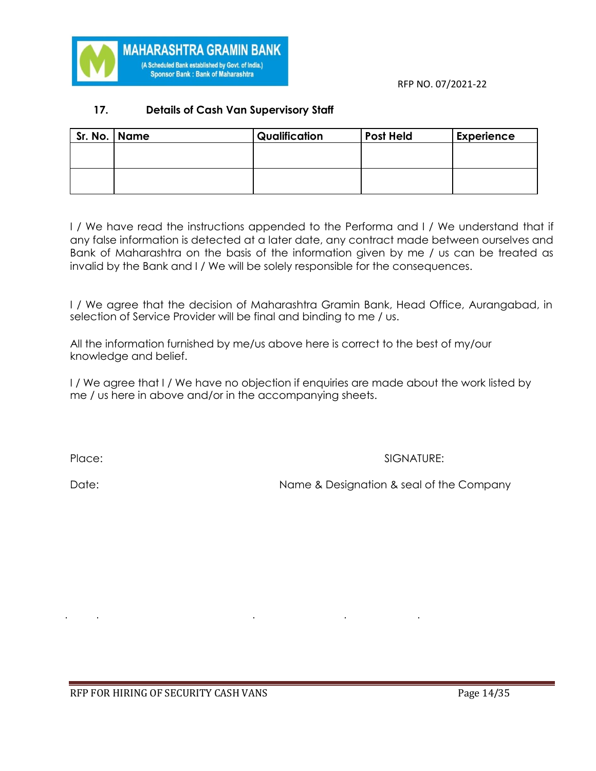### 17. Details of Cash Van Supervisory Staff

| Sr. No. | Name | Qualification | Post Held | Experience |
|---|---|---|---|---|
| | | | | |
| | | | | |

I / We have read the instructions appended to the Performa and I / We understand that if any false information is detected at a later date, any contract made between ourselves and Bank of Maharashtra on the basis of the information given by me / us can be treated as invalid by the Bank and I / We will be solely responsible for the consequences.

I / We agree that the decision of Maharashtra Gramin Bank, Head Office, Aurangabad, in selection of Service Provider will be final and binding to me / us.

All the information furnished by me/us above here is correct to the best of my/our knowledge and belief.

I / We agree that I / We have no objection if enquiries are made about the work listed by me / us here in above and/or in the accompanying sheets.

Place: SIGNATURE:

Date: Name & Designation & seal of the Company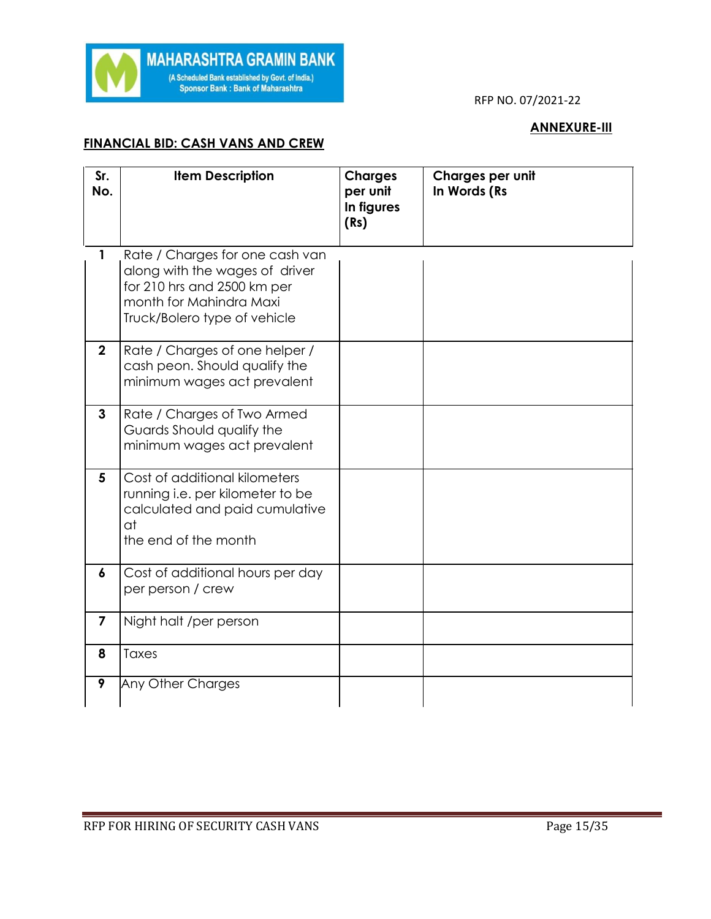MAHARASHTRA GRAMIN BANK
(A Scheduled Bank established by Govt. of India.)
Sponsor Bank : Bank of Maharashtra

RFP NO. 07/2021-22

**ANNEXURE-III**

## FINANCIAL BID: CASH VANS AND CREW

| Sr. No. | Item Description | Charges per unit In figures (Rs) | Charges per unit In Words (Rs |
|---|---|---|---|
| 1 | Rate / Charges for one cash van along with the wages of driver for 210 hrs and 2500 km per month for Mahindra Maxi Truck/Bolero type of vehicle | | |
| 2 | Rate / Charges of one helper / cash peon. Should qualify the minimum wages act prevalent | | |
| 3 | Rate / Charges of Two Armed Guards Should qualify the minimum wages act prevalent | | |
| 5 | Cost of additional kilometers running i.e. per kilometer to be calculated and paid cumulative at the end of the month | | |
| 6 | Cost of additional hours per day per person / crew | | |
| 7 | Night halt /per person | | |
| 8 | Taxes | | |
| 9 | Any Other Charges | | |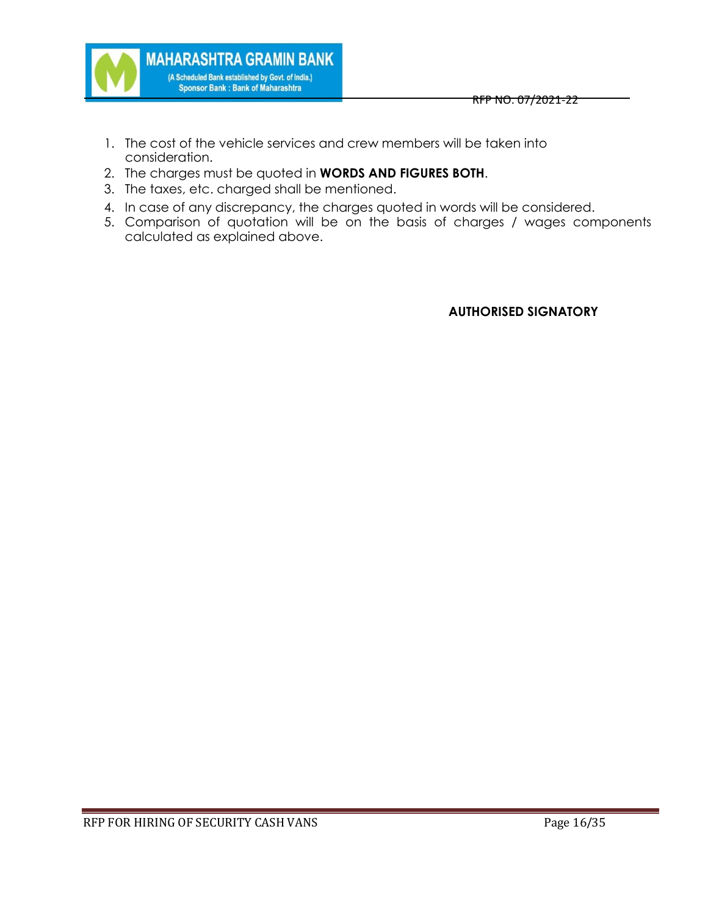1. The cost of the vehicle services and crew members will be taken into consideration.
2. The charges must be quoted in **WORDS AND FIGURES BOTH**.
3. The taxes, etc. charged shall be mentioned.
4. In case of any discrepancy, the charges quoted in words will be considered.
5. Comparison of quotation will be on the basis of charges / wages components calculated as explained above.

**AUTHORISED SIGNATORY**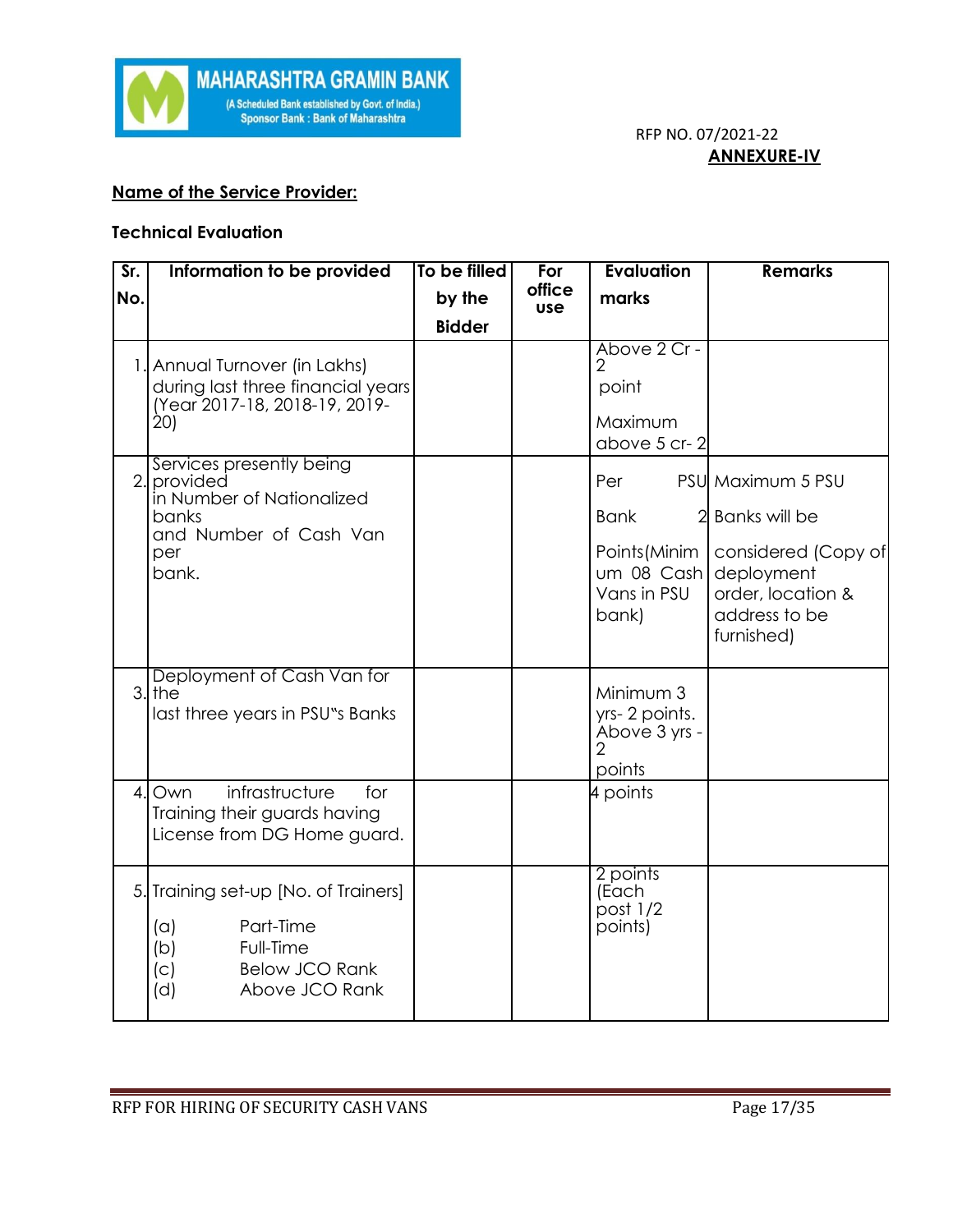MAHARASHTRA GRAMIN BANK
(A Scheduled Bank established by Govt. of India.)
Sponsor Bank : Bank of Maharashtra

RFP NO. 07/2021-22

**ANNEXURE-IV**

**Name of the Service Provider:**

**Technical Evaluation**

| Sr. No. | Information to be provided | To be filled by the Bidder | For office use | Evaluation marks | Remarks |
|---|---|---|---|---|---|
| 1. | Annual Turnover (in Lakhs) during last three financial years (Year 2017-18, 2018-19, 2019-20) | | | Above 2 Cr - 2 point<br>Maximum above 5 cr- 2 | |
| 2. | Services presently being provided in Number of Nationalized banks and Number of Cash Van per bank. | | | Per PSU Bank 2 Points(Minimum 08 Cash Vans in PSU bank) | Maximum 5 PSU Banks will be considered (Copy of deployment order, location & address to be furnished) |
| 3. | Deployment of Cash Van for the last three years in PSU"s Banks | | | Minimum 3 yrs- 2 points. Above 3 yrs - 2 points | |
| 4. | Own infrastructure for Training their guards having License from DG Home guard. | | | 4 points | |
| 5. | Training set-up [No. of Trainers]<br>(a) Part-Time<br>(b) Full-Time<br>(c) Below JCO Rank<br>(d) Above JCO Rank | | | 2 points (Each post 1/2 points) | |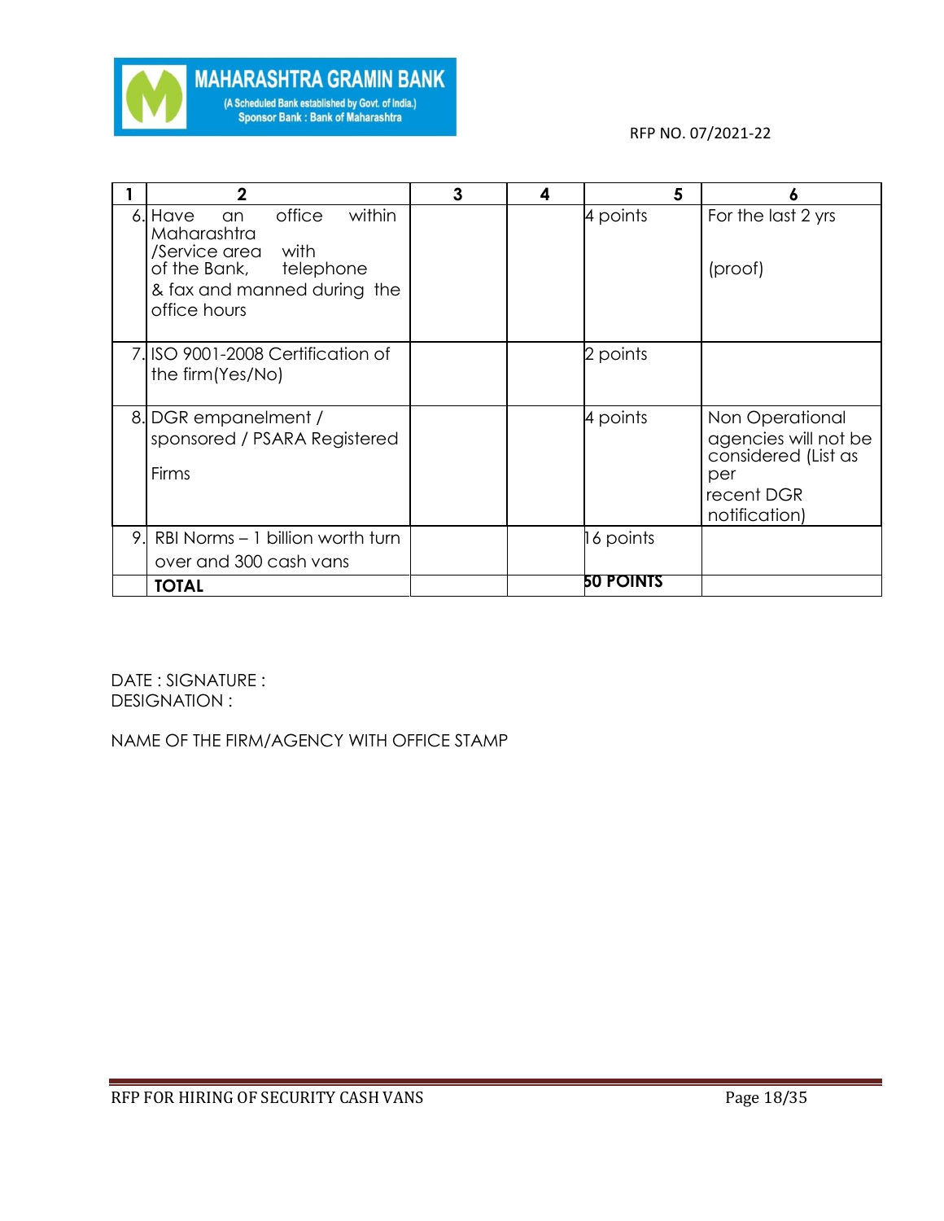| 1 | 2 | 3 | 4 | 5 | 6 |
|---|---|---|---|---|---|
| 6. | Have an office within Maharashtra /Service area of the Bank, with telephone & fax and manned during the office hours | | | 4 points | For the last 2 yrs<br><br>(proof) |
| 7. | ISO 9001-2008 Certification of the firm(Yes/No) | | | 2 points | |
| 8. | DGR empanelment / sponsored / PSARA Registered Firms | | | 4 points | Non Operational agencies will not be considered (List as per recent DGR notification) |
| 9. | RBI Norms – 1 billion worth turn over and 300 cash vans | | | 16 points | |
| | **TOTAL** | | | **50 POINTS** | |

DATE : SIGNATURE :
DESIGNATION :

NAME OF THE FIRM/AGENCY WITH OFFICE STAMP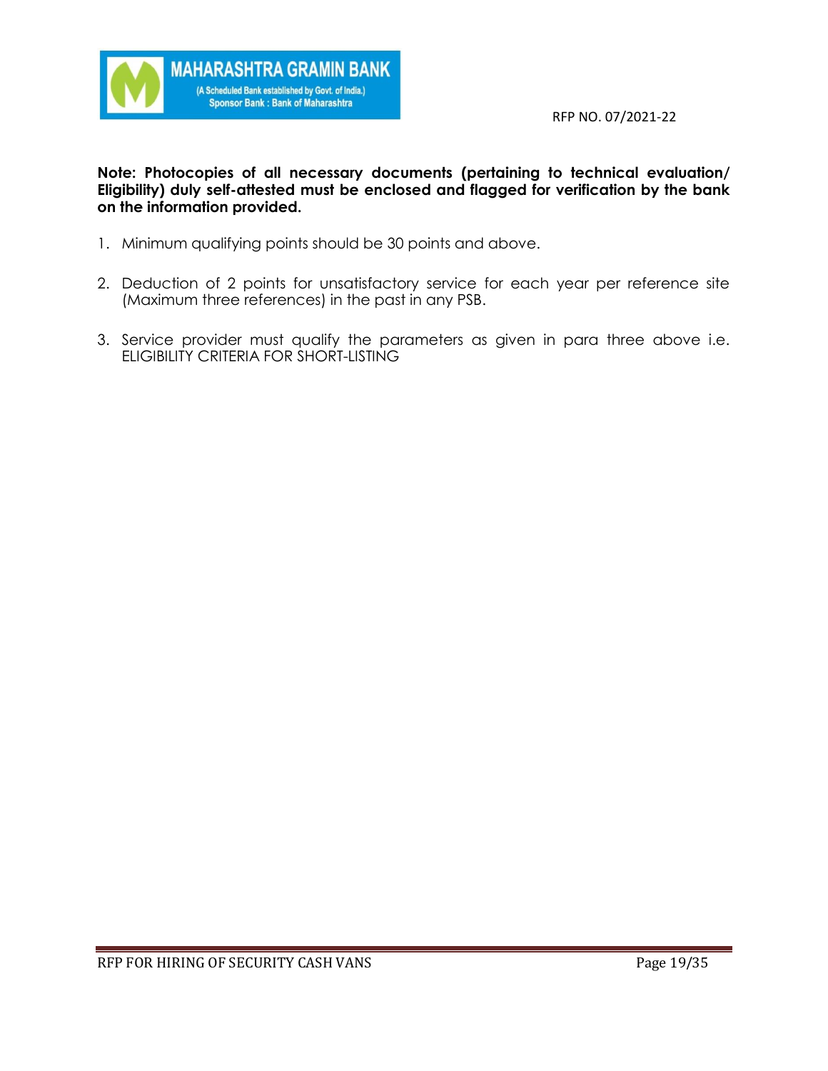**Note: Photocopies of all necessary documents (pertaining to technical evaluation/ Eligibility) duly self-attested must be enclosed and flagged for verification by the bank on the information provided.**

1. Minimum qualifying points should be 30 points and above.

2. Deduction of 2 points for unsatisfactory service for each year per reference site (Maximum three references) in the past in any PSB.

3. Service provider must qualify the parameters as given in para three above i.e. ELIGIBILITY CRITERIA FOR SHORT-LISTING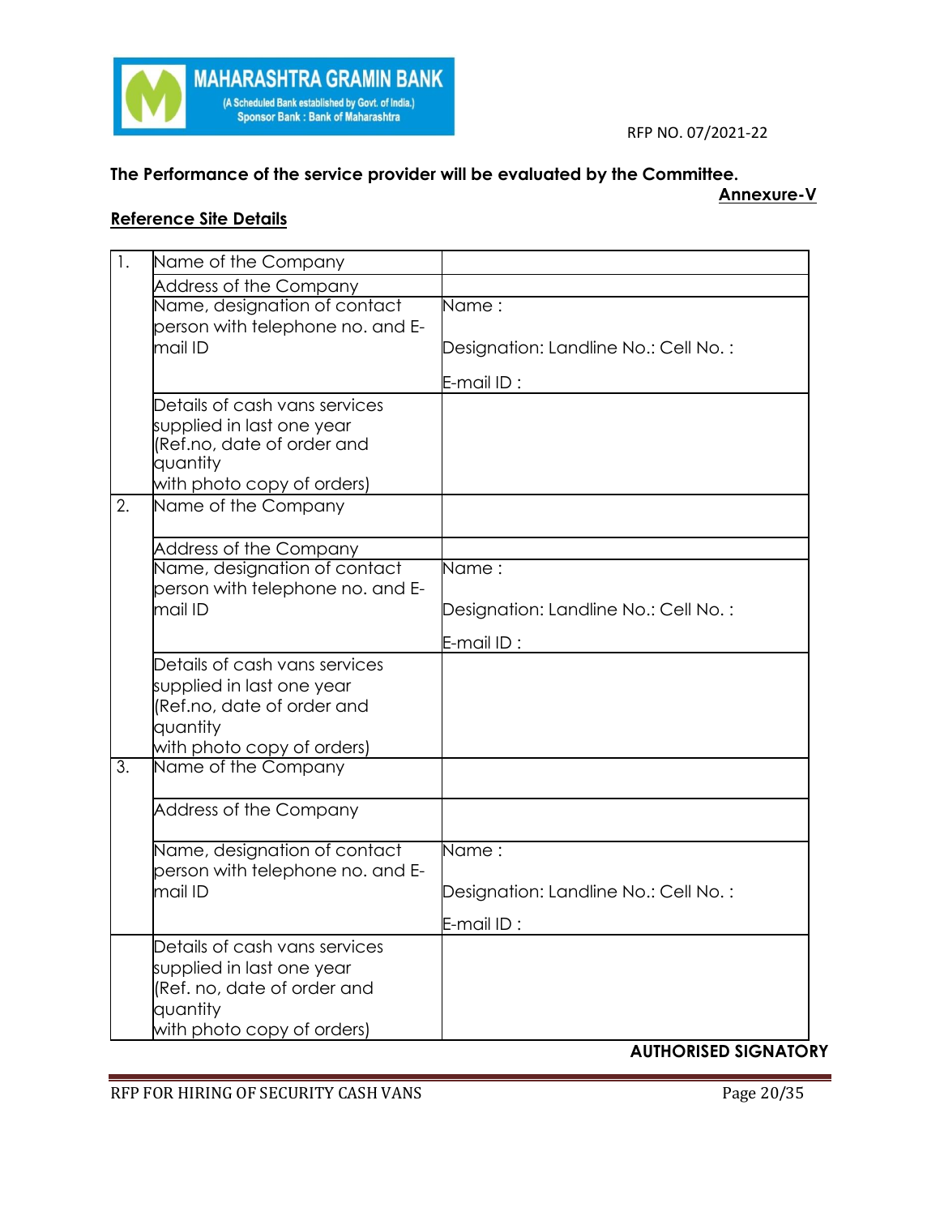**The Performance of the service provider will be evaluated by the Committee.**

**Annexure-V**

**Reference Site Details**

| | | |
|---|---|---|
| 1. | Name of the Company | |
| | Address of the Company | |
| | Name, designation of contact person with telephone no. and E-mail ID | Name :<br><br>Designation: Landline No.: Cell No. :<br><br>E-mail ID : |
| | Details of cash vans services supplied in last one year (Ref.no, date of order and quantity with photo copy of orders) | |
| 2. | Name of the Company | |
| | Address of the Company | |
| | Name, designation of contact person with telephone no. and E-mail ID | Name :<br><br>Designation: Landline No.: Cell No. :<br><br>E-mail ID : |
| | Details of cash vans services supplied in last one year (Ref.no, date of order and quantity with photo copy of orders) | |
| 3. | Name of the Company | |
| | Address of the Company | |
| | Name, designation of contact person with telephone no. and E-mail ID | Name :<br><br>Designation: Landline No.: Cell No. :<br><br>E-mail ID : |
| | Details of cash vans services supplied in last one year (Ref. no, date of order and quantity with photo copy of orders) | |

**AUTHORISED SIGNATORY**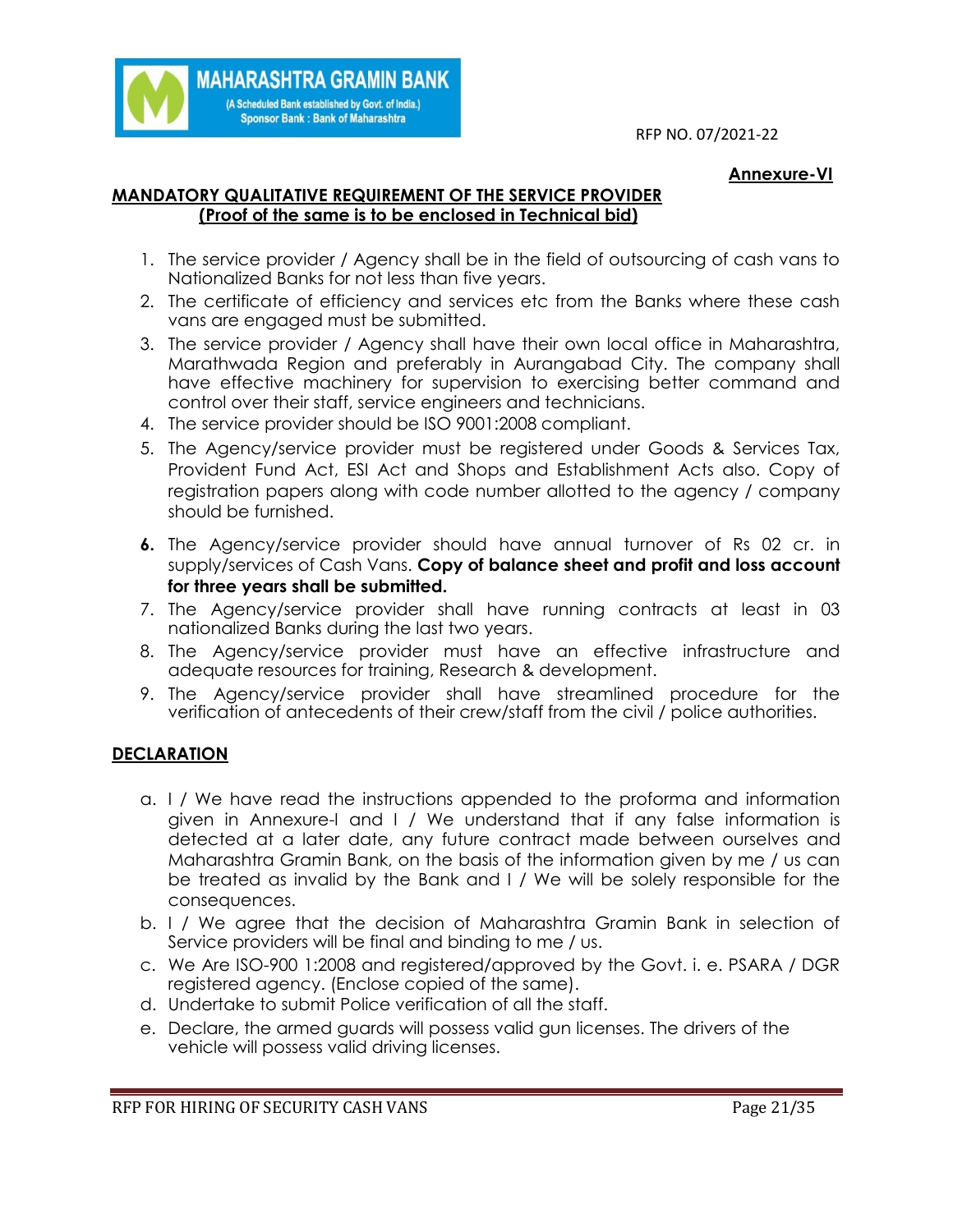**Annexure-VI**

**MANDATORY QUALITATIVE REQUIREMENT OF THE SERVICE PROVIDER (Proof of the same is to be enclosed in Technical bid)**

1. The service provider / Agency shall be in the field of outsourcing of cash vans to Nationalized Banks for not less than five years.
2. The certificate of efficiency and services etc from the Banks where these cash vans are engaged must be submitted.
3. The service provider / Agency shall have their own local office in Maharashtra, Marathwada Region and preferably in Aurangabad City. The company shall have effective machinery for supervision to exercising better command and control over their staff, service engineers and technicians.
4. The service provider should be ISO 9001:2008 compliant.
5. The Agency/service provider must be registered under Goods & Services Tax, Provident Fund Act, ESI Act and Shops and Establishment Acts also. Copy of registration papers along with code number allotted to the agency / company should be furnished.
6. The Agency/service provider should have annual turnover of Rs 02 cr. in supply/services of Cash Vans. **Copy of balance sheet and profit and loss account for three years shall be submitted.**
7. The Agency/service provider shall have running contracts at least in 03 nationalized Banks during the last two years.
8. The Agency/service provider must have an effective infrastructure and adequate resources for training, Research & development.
9. The Agency/service provider shall have streamlined procedure for the verification of antecedents of their crew/staff from the civil / police authorities.

**DECLARATION**

a. I / We have read the instructions appended to the proforma and information given in Annexure-I and I / We understand that if any false information is detected at a later date, any future contract made between ourselves and Maharashtra Gramin Bank, on the basis of the information given by me / us can be treated as invalid by the Bank and I / We will be solely responsible for the consequences.

b. I / We agree that the decision of Maharashtra Gramin Bank in selection of Service providers will be final and binding to me / us.

c. We Are ISO-900 1:2008 and registered/approved by the Govt. i. e. PSARA / DGR registered agency. (Enclose copied of the same).

d. Undertake to submit Police verification of all the staff.

e. Declare, the armed guards will possess valid gun licenses. The drivers of the vehicle will possess valid driving licenses.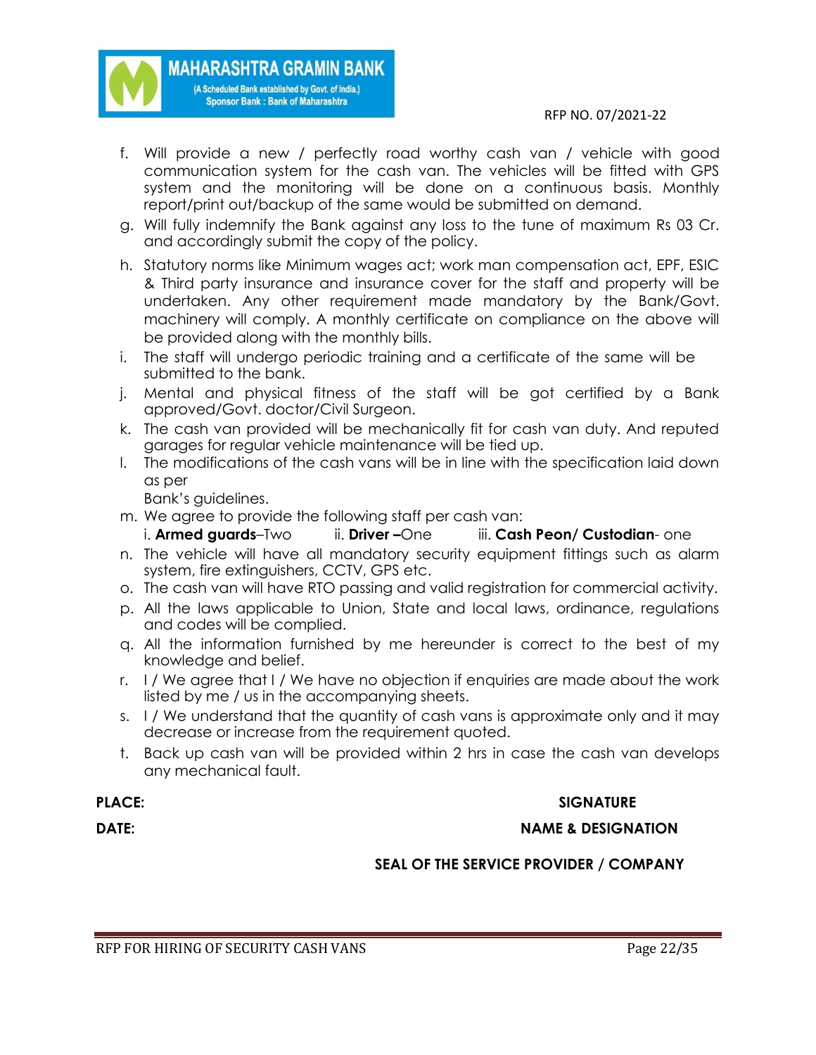f. Will provide a new / perfectly road worthy cash van / vehicle with good communication system for the cash van. The vehicles will be fitted with GPS system and the monitoring will be done on a continuous basis. Monthly report/print out/backup of the same would be submitted on demand.
g. Will fully indemnify the Bank against any loss to the tune of maximum Rs 03 Cr. and accordingly submit the copy of the policy.
h. Statutory norms like Minimum wages act; work man compensation act, EPF, ESIC & Third party insurance and insurance cover for the staff and property will be undertaken. Any other requirement made mandatory by the Bank/Govt. machinery will comply. A monthly certificate on compliance on the above will be provided along with the monthly bills.
i. The staff will undergo periodic training and a certificate of the same will be submitted to the bank.
j. Mental and physical fitness of the staff will be got certified by a Bank approved/Govt. doctor/Civil Surgeon.
k. The cash van provided will be mechanically fit for cash van duty. And reputed garages for regular vehicle maintenance will be tied up.
l. The modifications of the cash vans will be in line with the specification laid down as per
Bank's guidelines.
m. We agree to provide the following staff per cash van:
i. **Armed guards**–Two ii. **Driver –**One iii. **Cash Peon/ Custodian**- one
n. The vehicle will have all mandatory security equipment fittings such as alarm system, fire extinguishers, CCTV, GPS etc.
o. The cash van will have RTO passing and valid registration for commercial activity.
p. All the laws applicable to Union, State and local laws, ordinance, regulations and codes will be complied.
q. All the information furnished by me hereunder is correct to the best of my knowledge and belief.
r. I / We agree that I / We have no objection if enquiries are made about the work listed by me / us in the accompanying sheets.
s. I / We understand that the quantity of cash vans is approximate only and it may decrease or increase from the requirement quoted.
t. Back up cash van will be provided within 2 hrs in case the cash van develops any mechanical fault.

**PLACE:** **SIGNATURE**

**DATE:** **NAME & DESIGNATION**

**SEAL OF THE SERVICE PROVIDER / COMPANY**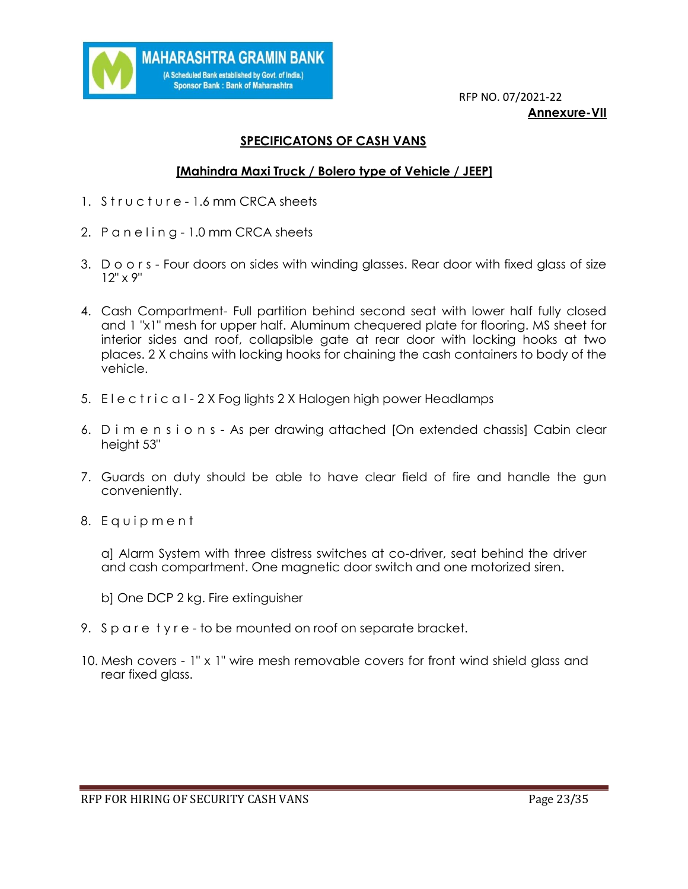RFP NO. 07/2021-22

**Annexure-VII**

## SPECIFICATONS OF CASH VANS

### [Mahindra Maxi Truck / Bolero type of Vehicle / JEEP]

1. Structure - 1.6 mm CRCA sheets
2. Paneling - 1.0 mm CRCA sheets
3. Doors - Four doors on sides with winding glasses. Rear door with fixed glass of size 12" x 9"
4. Cash Compartment- Full partition behind second seat with lower half fully closed and 1 "x1" mesh for upper half. Aluminum chequered plate for flooring. MS sheet for interior sides and roof, collapsible gate at rear door with locking hooks at two places. 2 X chains with locking hooks for chaining the cash containers to body of the vehicle.
5. Electrical - 2 X Fog lights 2 X Halogen high power Headlamps
6. Dimensions - As per drawing attached [On extended chassis] Cabin clear height 53"
7. Guards on duty should be able to have clear field of fire and handle the gun conveniently.
8. Equipment

   a] Alarm System with three distress switches at co-driver, seat behind the driver and cash compartment. One magnetic door switch and one motorized siren.

   b] One DCP 2 kg. Fire extinguisher
9. Spare tyre - to be mounted on roof on separate bracket.
10. Mesh covers - 1" x 1" wire mesh removable covers for front wind shield glass and rear fixed glass.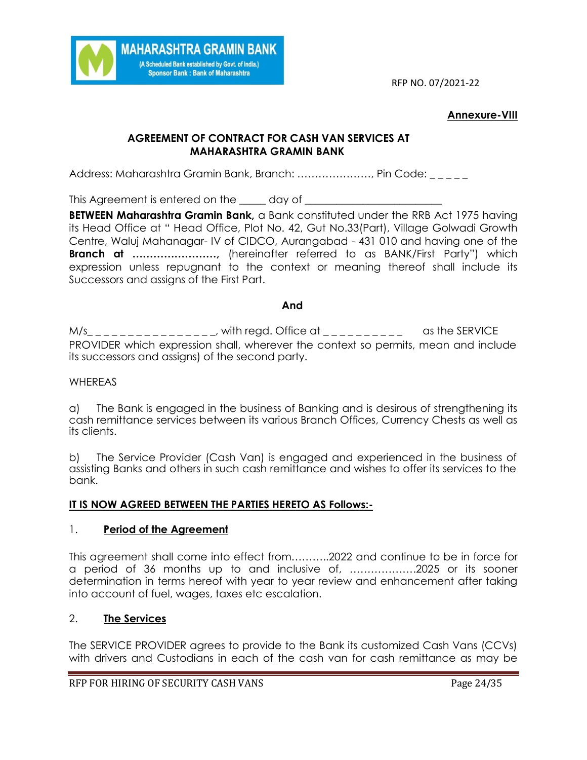Annexure-VIII

**AGREEMENT OF CONTRACT FOR CASH VAN SERVICES AT MAHARASHTRA GRAMIN BANK**

Address: Maharashtra Gramin Bank, Branch: …………………, Pin Code: _ _ _ _ _

This Agreement is entered on the _____ day of _________________________

**BETWEEN Maharashtra Gramin Bank,** a Bank constituted under the RRB Act 1975 having its Head Office at " Head Office, Plot No. 42, Gut No.33(Part), Village Golwadi Growth Centre, Waluj Mahanagar- IV of CIDCO, Aurangabad - 431 010 and having one of the **Branch at ……………………,** (hereinafter referred to as BANK/First Party") which expression unless repugnant to the context or meaning thereof shall include its Successors and assigns of the First Part.

**And**

M/s_ _ _ _ _ _ _ _ _ _ _ _ _ _ _ _, with regd. Office at _ _ _ _ _ _ _ _ _ _ as the SERVICE PROVIDER which expression shall, wherever the context so permits, mean and include its successors and assigns) of the second party.

WHEREAS

a) The Bank is engaged in the business of Banking and is desirous of strengthening its cash remittance services between its various Branch Offices, Currency Chests as well as its clients.

b) The Service Provider (Cash Van) is engaged and experienced in the business of assisting Banks and others in such cash remittance and wishes to offer its services to the bank.

**IT IS NOW AGREED BETWEEN THE PARTIES HERETO AS Follows:-**

1. **Period of the Agreement**

This agreement shall come into effect from………..2022 and continue to be in force for a period of 36 months up to and inclusive of, ……………….2025 or its sooner determination in terms hereof with year to year review and enhancement after taking into account of fuel, wages, taxes etc escalation.

2. **The Services**

The SERVICE PROVIDER agrees to provide to the Bank its customized Cash Vans (CCVs) with drivers and Custodians in each of the cash van for cash remittance as may be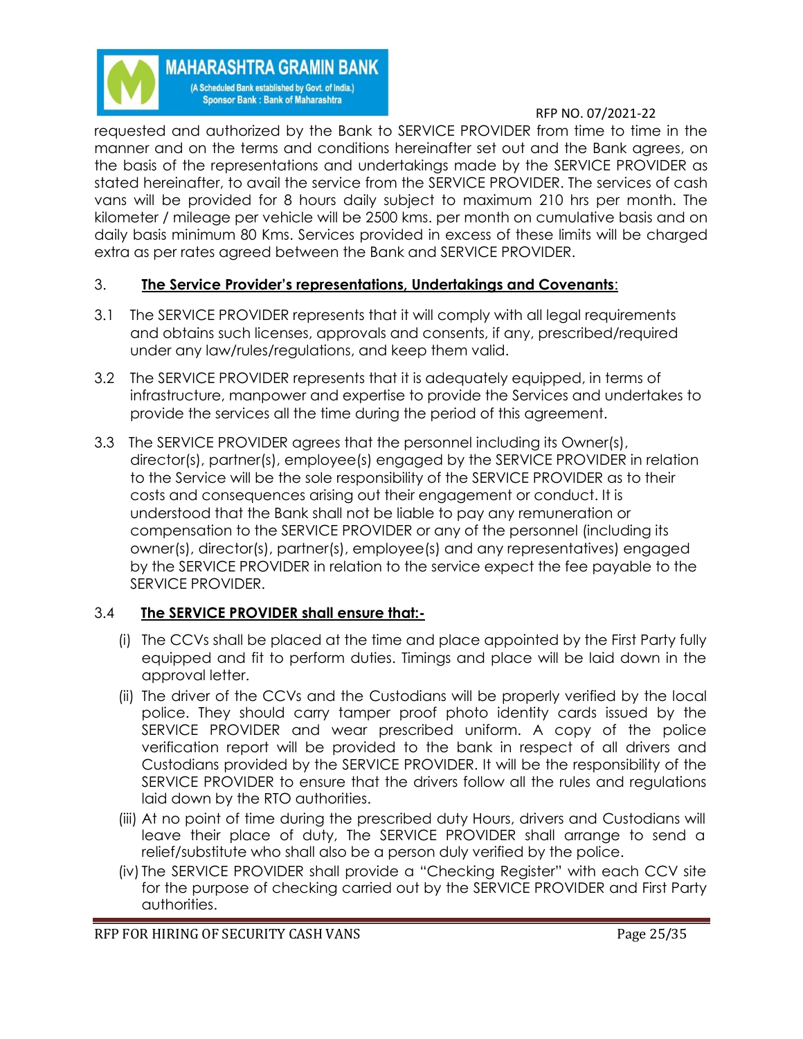requested and authorized by the Bank to SERVICE PROVIDER from time to time in the manner and on the terms and conditions hereinafter set out and the Bank agrees, on the basis of the representations and undertakings made by the SERVICE PROVIDER as stated hereinafter, to avail the service from the SERVICE PROVIDER. The services of cash vans will be provided for 8 hours daily subject to maximum 210 hrs per month. The kilometer / mileage per vehicle will be 2500 kms. per month on cumulative basis and on daily basis minimum 80 Kms. Services provided in excess of these limits will be charged extra as per rates agreed between the Bank and SERVICE PROVIDER.

3. **<u>The Service Provider's representations, Undertakings and Covenants</u>**:

3.1 The SERVICE PROVIDER represents that it will comply with all legal requirements and obtains such licenses, approvals and consents, if any, prescribed/required under any law/rules/regulations, and keep them valid.

3.2 The SERVICE PROVIDER represents that it is adequately equipped, in terms of infrastructure, manpower and expertise to provide the Services and undertakes to provide the services all the time during the period of this agreement.

3.3 The SERVICE PROVIDER agrees that the personnel including its Owner(s), director(s), partner(s), employee(s) engaged by the SERVICE PROVIDER in relation to the Service will be the sole responsibility of the SERVICE PROVIDER as to their costs and consequences arising out their engagement or conduct. It is understood that the Bank shall not be liable to pay any remuneration or compensation to the SERVICE PROVIDER or any of the personnel (including its owner(s), director(s), partner(s), employee(s) and any representatives) engaged by the SERVICE PROVIDER in relation to the service expect the fee payable to the SERVICE PROVIDER.

3.4 **<u>The SERVICE PROVIDER shall ensure that:-</u>**

(i) The CCVs shall be placed at the time and place appointed by the First Party fully equipped and fit to perform duties. Timings and place will be laid down in the approval letter.

(ii) The driver of the CCVs and the Custodians will be properly verified by the local police. They should carry tamper proof photo identity cards issued by the SERVICE PROVIDER and wear prescribed uniform. A copy of the police verification report will be provided to the bank in respect of all drivers and Custodians provided by the SERVICE PROVIDER. It will be the responsibility of the SERVICE PROVIDER to ensure that the drivers follow all the rules and regulations laid down by the RTO authorities.

(iii) At no point of time during the prescribed duty Hours, drivers and Custodians will leave their place of duty, The SERVICE PROVIDER shall arrange to send a relief/substitute who shall also be a person duly verified by the police.

(iv) The SERVICE PROVIDER shall provide a "Checking Register" with each CCV site for the purpose of checking carried out by the SERVICE PROVIDER and First Party authorities.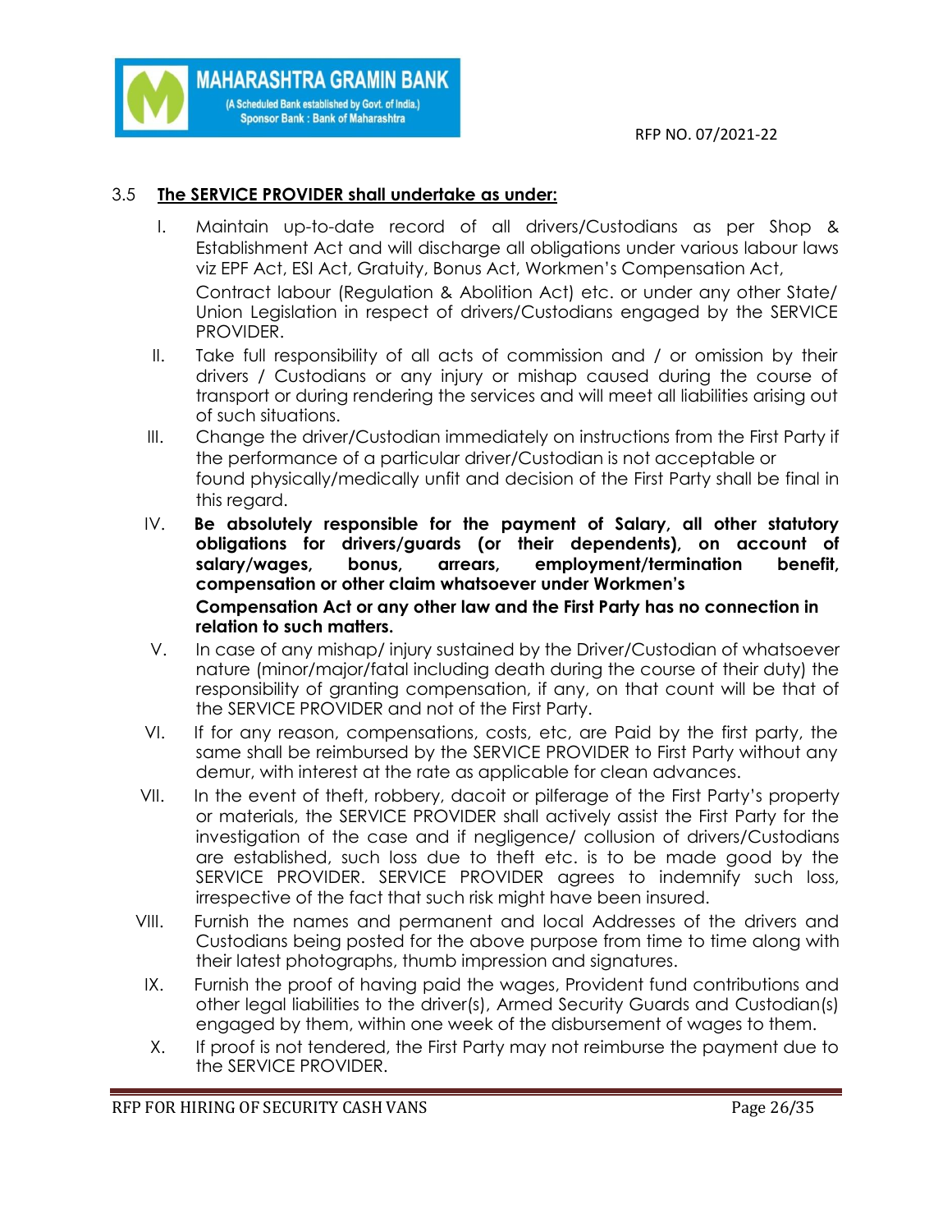### 3.5 **The SERVICE PROVIDER shall undertake as under:**

I. Maintain up-to-date record of all drivers/Custodians as per Shop & Establishment Act and will discharge all obligations under various labour laws viz EPF Act, ESI Act, Gratuity, Bonus Act, Workmen's Compensation Act, Contract labour (Regulation & Abolition Act) etc. or under any other State/ Union Legislation in respect of drivers/Custodians engaged by the SERVICE PROVIDER.

II. Take full responsibility of all acts of commission and / or omission by their drivers / Custodians or any injury or mishap caused during the course of transport or during rendering the services and will meet all liabilities arising out of such situations.

III. Change the driver/Custodian immediately on instructions from the First Party if the performance of a particular driver/Custodian is not acceptable or found physically/medically unfit and decision of the First Party shall be final in this regard.

IV. **Be absolutely responsible for the payment of Salary, all other statutory obligations for drivers/guards (or their dependents), on account of salary/wages, bonus, arrears, employment/termination benefit, compensation or other claim whatsoever under Workmen's Compensation Act or any other law and the First Party has no connection in relation to such matters.**

V. In case of any mishap/ injury sustained by the Driver/Custodian of whatsoever nature (minor/major/fatal including death during the course of their duty) the responsibility of granting compensation, if any, on that count will be that of the SERVICE PROVIDER and not of the First Party.

VI. If for any reason, compensations, costs, etc, are Paid by the first party, the same shall be reimbursed by the SERVICE PROVIDER to First Party without any demur, with interest at the rate as applicable for clean advances.

VII. In the event of theft, robbery, dacoit or pilferage of the First Party's property or materials, the SERVICE PROVIDER shall actively assist the First Party for the investigation of the case and if negligence/ collusion of drivers/Custodians are established, such loss due to theft etc. is to be made good by the SERVICE PROVIDER. SERVICE PROVIDER agrees to indemnify such loss, irrespective of the fact that such risk might have been insured.

VIII. Furnish the names and permanent and local Addresses of the drivers and Custodians being posted for the above purpose from time to time along with their latest photographs, thumb impression and signatures.

IX. Furnish the proof of having paid the wages, Provident fund contributions and other legal liabilities to the driver(s), Armed Security Guards and Custodian(s) engaged by them, within one week of the disbursement of wages to them.

X. If proof is not tendered, the First Party may not reimburse the payment due to the SERVICE PROVIDER.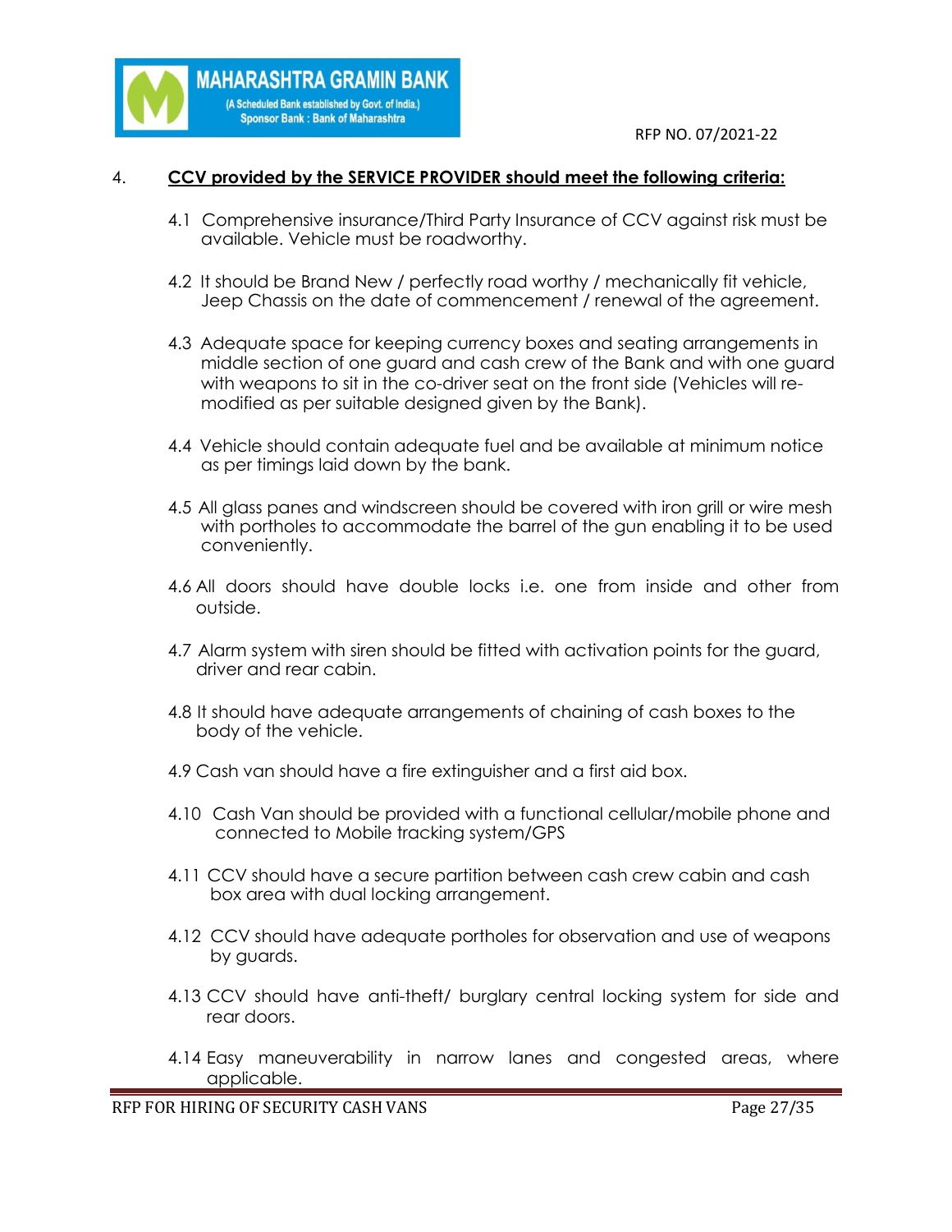4. **CCV provided by the SERVICE PROVIDER should meet the following criteria:**

4.1 Comprehensive insurance/Third Party Insurance of CCV against risk must be available. Vehicle must be roadworthy.

4.2 It should be Brand New / perfectly road worthy / mechanically fit vehicle, Jeep Chassis on the date of commencement / renewal of the agreement.

4.3 Adequate space for keeping currency boxes and seating arrangements in middle section of one guard and cash crew of the Bank and with one guard with weapons to sit in the co-driver seat on the front side (Vehicles will re-modified as per suitable designed given by the Bank).

4.4 Vehicle should contain adequate fuel and be available at minimum notice as per timings laid down by the bank.

4.5 All glass panes and windscreen should be covered with iron grill or wire mesh with portholes to accommodate the barrel of the gun enabling it to be used conveniently.

4.6 All doors should have double locks i.e. one from inside and other from outside.

4.7 Alarm system with siren should be fitted with activation points for the guard, driver and rear cabin.

4.8 It should have adequate arrangements of chaining of cash boxes to the body of the vehicle.

4.9 Cash van should have a fire extinguisher and a first aid box.

4.10 Cash Van should be provided with a functional cellular/mobile phone and connected to Mobile tracking system/GPS

4.11 CCV should have a secure partition between cash crew cabin and cash box area with dual locking arrangement.

4.12 CCV should have adequate portholes for observation and use of weapons by guards.

4.13 CCV should have anti-theft/ burglary central locking system for side and rear doors.

4.14 Easy maneuverability in narrow lanes and congested areas, where applicable.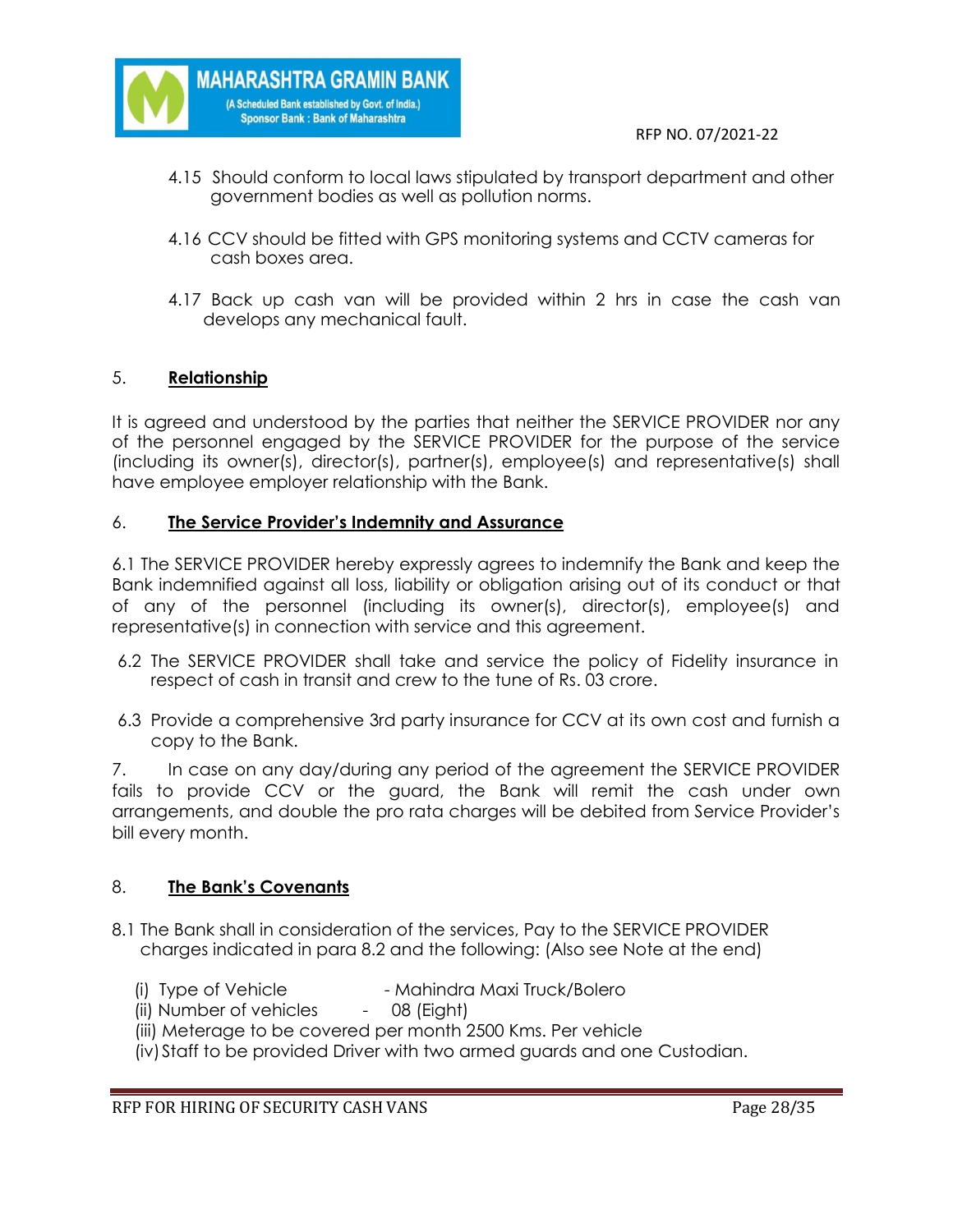4.15 Should conform to local laws stipulated by transport department and other government bodies as well as pollution norms.

4.16 CCV should be fitted with GPS monitoring systems and CCTV cameras for cash boxes area.

4.17 Back up cash van will be provided within 2 hrs in case the cash van develops any mechanical fault.

## 5. Relationship

It is agreed and understood by the parties that neither the SERVICE PROVIDER nor any of the personnel engaged by the SERVICE PROVIDER for the purpose of the service (including its owner(s), director(s), partner(s), employee(s) and representative(s) shall have employee employer relationship with the Bank.

## 6. The Service Provider's Indemnity and Assurance

6.1 The SERVICE PROVIDER hereby expressly agrees to indemnify the Bank and keep the Bank indemnified against all loss, liability or obligation arising out of its conduct or that of any of the personnel (including its owner(s), director(s), employee(s) and representative(s) in connection with service and this agreement.

6.2 The SERVICE PROVIDER shall take and service the policy of Fidelity insurance in respect of cash in transit and crew to the tune of Rs. 03 crore.

6.3 Provide a comprehensive 3rd party insurance for CCV at its own cost and furnish a copy to the Bank.

7. In case on any day/during any period of the agreement the SERVICE PROVIDER fails to provide CCV or the guard, the Bank will remit the cash under own arrangements, and double the pro rata charges will be debited from Service Provider's bill every month.

## 8. The Bank's Covenants

8.1 The Bank shall in consideration of the services, Pay to the SERVICE PROVIDER charges indicated in para 8.2 and the following: (Also see Note at the end)

(i) Type of Vehicle - Mahindra Maxi Truck/Bolero
(ii) Number of vehicles - 08 (Eight)
(iii) Meterage to be covered per month 2500 Kms. Per vehicle
(iv) Staff to be provided Driver with two armed guards and one Custodian.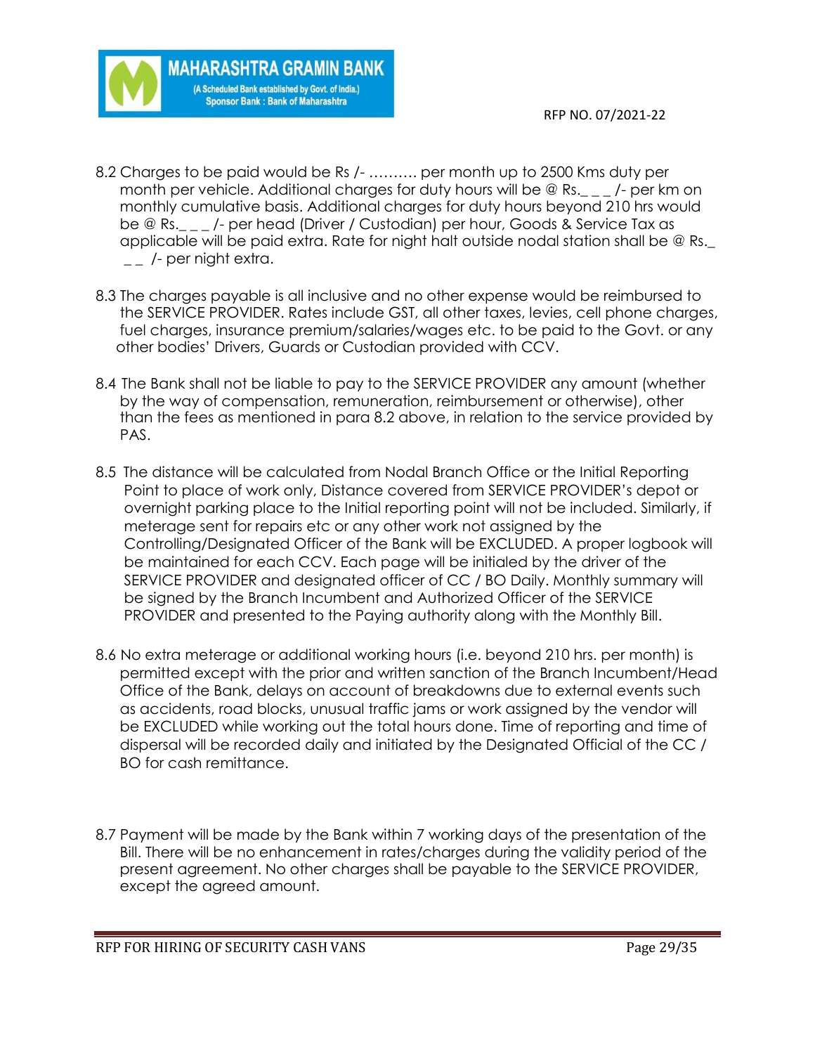8.2 Charges to be paid would be Rs /- ………. per month up to 2500 Kms duty per month per vehicle. Additional charges for duty hours will be @ Rs._ _ _ /- per km on monthly cumulative basis. Additional charges for duty hours beyond 210 hrs would be @ Rs._ _ _ /- per head (Driver / Custodian) per hour, Goods & Service Tax as applicable will be paid extra. Rate for night halt outside nodal station shall be @ Rs._ _ _ /- per night extra.

8.3 The charges payable is all inclusive and no other expense would be reimbursed to the SERVICE PROVIDER. Rates include GST, all other taxes, levies, cell phone charges, fuel charges, insurance premium/salaries/wages etc. to be paid to the Govt. or any other bodies' Drivers, Guards or Custodian provided with CCV.

8.4 The Bank shall not be liable to pay to the SERVICE PROVIDER any amount (whether by the way of compensation, remuneration, reimbursement or otherwise), other than the fees as mentioned in para 8.2 above, in relation to the service provided by PAS.

8.5 The distance will be calculated from Nodal Branch Office or the Initial Reporting Point to place of work only, Distance covered from SERVICE PROVIDER's depot or overnight parking place to the Initial reporting point will not be included. Similarly, if meterage sent for repairs etc or any other work not assigned by the Controlling/Designated Officer of the Bank will be EXCLUDED. A proper logbook will be maintained for each CCV. Each page will be initialed by the driver of the SERVICE PROVIDER and designated officer of CC / BO Daily. Monthly summary will be signed by the Branch Incumbent and Authorized Officer of the SERVICE PROVIDER and presented to the Paying authority along with the Monthly Bill.

8.6 No extra meterage or additional working hours (i.e. beyond 210 hrs. per month) is permitted except with the prior and written sanction of the Branch Incumbent/Head Office of the Bank, delays on account of breakdowns due to external events such as accidents, road blocks, unusual traffic jams or work assigned by the vendor will be EXCLUDED while working out the total hours done. Time of reporting and time of dispersal will be recorded daily and initiated by the Designated Official of the CC / BO for cash remittance.

8.7 Payment will be made by the Bank within 7 working days of the presentation of the Bill. There will be no enhancement in rates/charges during the validity period of the present agreement. No other charges shall be payable to the SERVICE PROVIDER, except the agreed amount.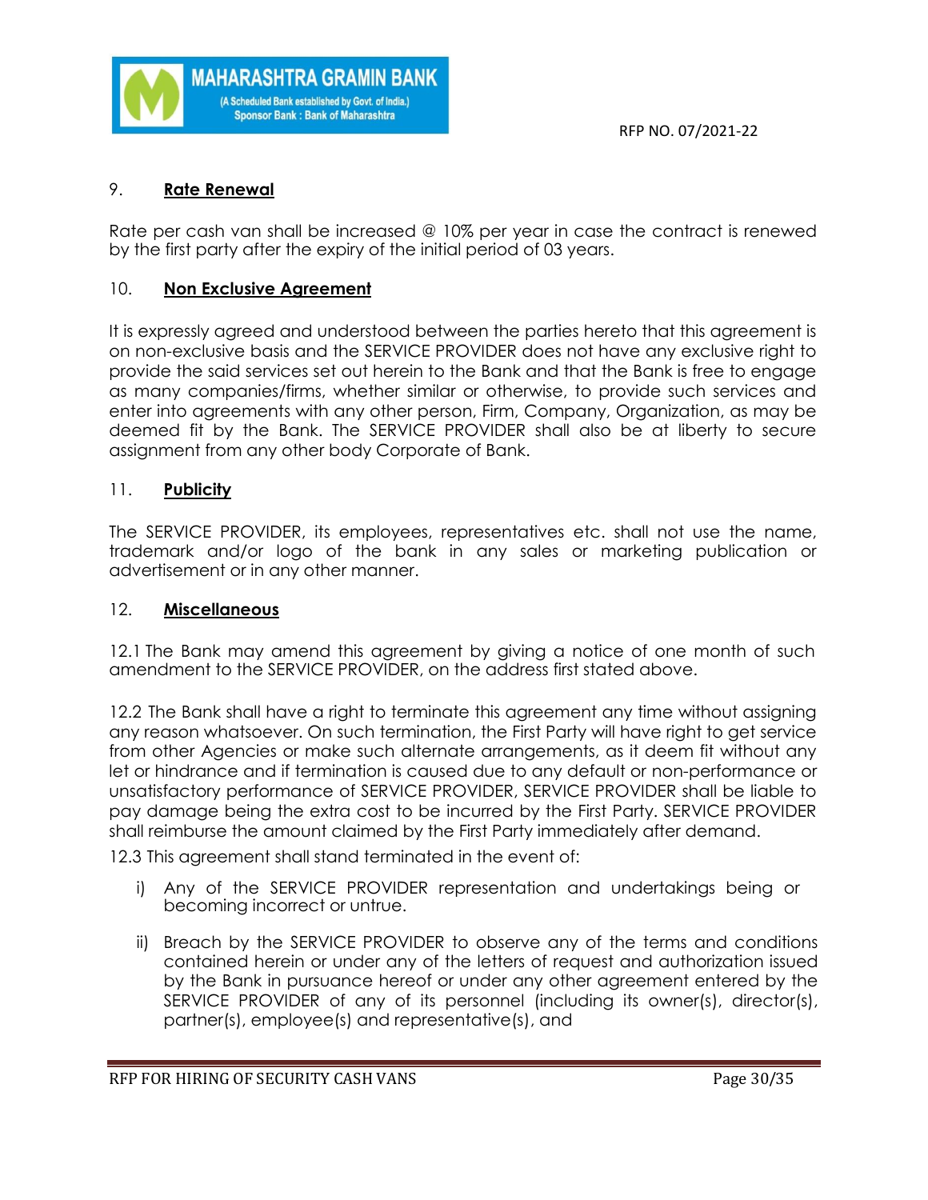## 9. **Rate Renewal**

Rate per cash van shall be increased @ 10% per year in case the contract is renewed by the first party after the expiry of the initial period of 03 years.

## 10. **Non Exclusive Agreement**

It is expressly agreed and understood between the parties hereto that this agreement is on non-exclusive basis and the SERVICE PROVIDER does not have any exclusive right to provide the said services set out herein to the Bank and that the Bank is free to engage as many companies/firms, whether similar or otherwise, to provide such services and enter into agreements with any other person, Firm, Company, Organization, as may be deemed fit by the Bank. The SERVICE PROVIDER shall also be at liberty to secure assignment from any other body Corporate of Bank.

## 11. **Publicity**

The SERVICE PROVIDER, its employees, representatives etc. shall not use the name, trademark and/or logo of the bank in any sales or marketing publication or advertisement or in any other manner.

## 12. **Miscellaneous**

12.1 The Bank may amend this agreement by giving a notice of one month of such amendment to the SERVICE PROVIDER, on the address first stated above.

12.2 The Bank shall have a right to terminate this agreement any time without assigning any reason whatsoever. On such termination, the First Party will have right to get service from other Agencies or make such alternate arrangements, as it deem fit without any let or hindrance and if termination is caused due to any default or non-performance or unsatisfactory performance of SERVICE PROVIDER, SERVICE PROVIDER shall be liable to pay damage being the extra cost to be incurred by the First Party. SERVICE PROVIDER shall reimburse the amount claimed by the First Party immediately after demand.

12.3 This agreement shall stand terminated in the event of:

i) Any of the SERVICE PROVIDER representation and undertakings being or becoming incorrect or untrue.

ii) Breach by the SERVICE PROVIDER to observe any of the terms and conditions contained herein or under any of the letters of request and authorization issued by the Bank in pursuance hereof or under any other agreement entered by the SERVICE PROVIDER of any of its personnel (including its owner(s), director(s), partner(s), employee(s) and representative(s), and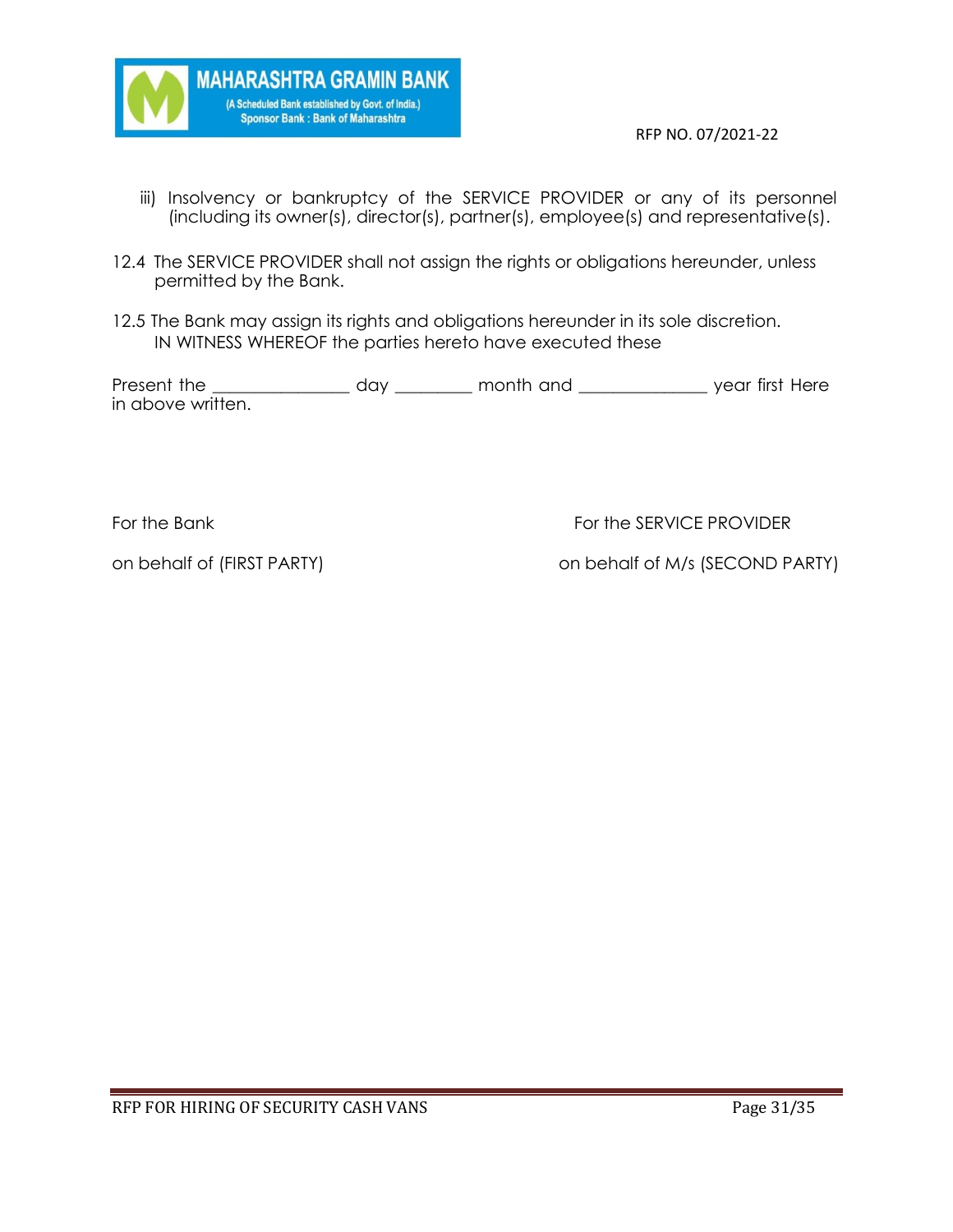iii) Insolvency or bankruptcy of the SERVICE PROVIDER or any of its personnel (including its owner(s), director(s), partner(s), employee(s) and representative(s).

12.4 The SERVICE PROVIDER shall not assign the rights or obligations hereunder, unless permitted by the Bank.

12.5 The Bank may assign its rights and obligations hereunder in its sole discretion.
IN WITNESS WHEREOF the parties hereto have executed these

Present the _______________ day ________ month and ______________ year first Here in above written.

For the Bank
on behalf of (FIRST PARTY)

For the SERVICE PROVIDER
on behalf of M/s (SECOND PARTY)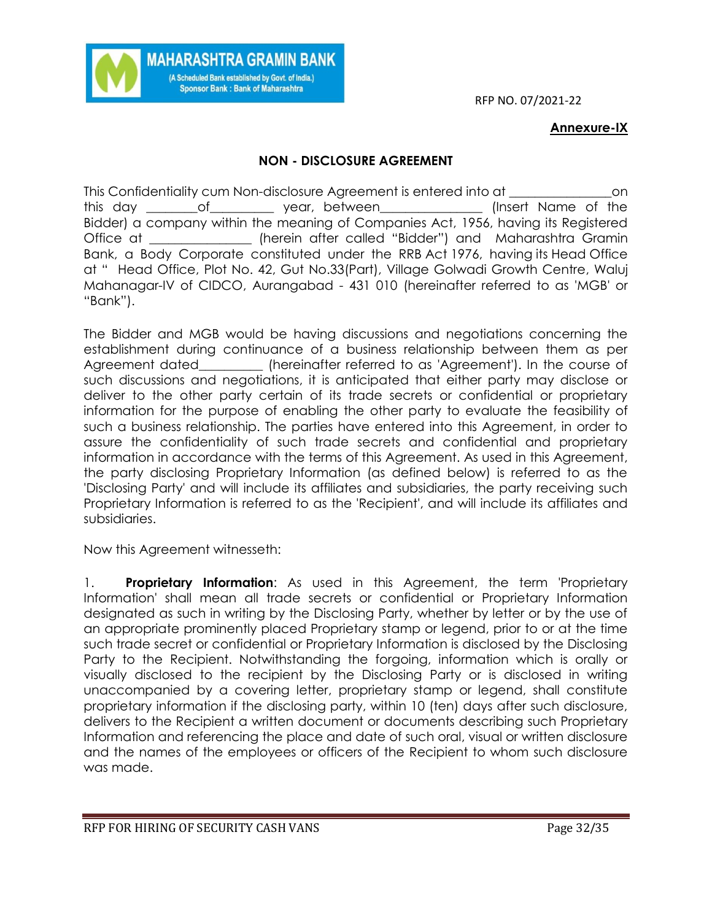RFP NO. 07/2021-22

**Annexure-IX**

## NON - DISCLOSURE AGREEMENT

This Confidentiality cum Non-disclosure Agreement is entered into at _______________on this day ________of_________ year, between_______________ (Insert Name of the Bidder) a company within the meaning of Companies Act, 1956, having its Registered Office at _______________ (herein after called "Bidder") and Maharashtra Gramin Bank, a Body Corporate constituted under the RRB Act 1976, having its Head Office at " Head Office, Plot No. 42, Gut No.33(Part), Village Golwadi Growth Centre, Waluj Mahanagar-IV of CIDCO, Aurangabad - 431 010 (hereinafter referred to as 'MGB' or "Bank").

The Bidder and MGB would be having discussions and negotiations concerning the establishment during continuance of a business relationship between them as per Agreement dated_________ (hereinafter referred to as 'Agreement'). In the course of such discussions and negotiations, it is anticipated that either party may disclose or deliver to the other party certain of its trade secrets or confidential or proprietary information for the purpose of enabling the other party to evaluate the feasibility of such a business relationship. The parties have entered into this Agreement, in order to assure the confidentiality of such trade secrets and confidential and proprietary information in accordance with the terms of this Agreement. As used in this Agreement, the party disclosing Proprietary Information (as defined below) is referred to as the 'Disclosing Party' and will include its affiliates and subsidiaries, the party receiving such Proprietary Information is referred to as the 'Recipient', and will include its affiliates and subsidiaries.

Now this Agreement witnesseth:

1. **Proprietary Information**: As used in this Agreement, the term 'Proprietary Information' shall mean all trade secrets or confidential or Proprietary Information designated as such in writing by the Disclosing Party, whether by letter or by the use of an appropriate prominently placed Proprietary stamp or legend, prior to or at the time such trade secret or confidential or Proprietary Information is disclosed by the Disclosing Party to the Recipient. Notwithstanding the forgoing, information which is orally or visually disclosed to the recipient by the Disclosing Party or is disclosed in writing unaccompanied by a covering letter, proprietary stamp or legend, shall constitute proprietary information if the disclosing party, within 10 (ten) days after such disclosure, delivers to the Recipient a written document or documents describing such Proprietary Information and referencing the place and date of such oral, visual or written disclosure and the names of the employees or officers of the Recipient to whom such disclosure was made.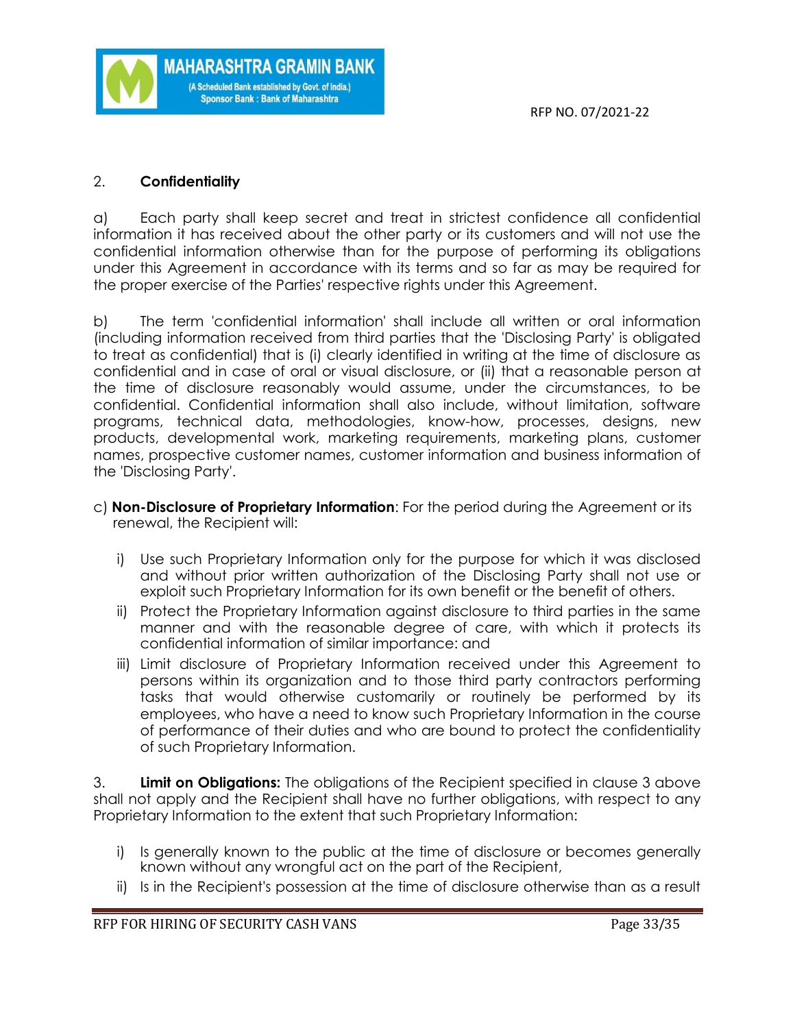## 2. **Confidentiality**

a) Each party shall keep secret and treat in strictest confidence all confidential information it has received about the other party or its customers and will not use the confidential information otherwise than for the purpose of performing its obligations under this Agreement in accordance with its terms and so far as may be required for the proper exercise of the Parties' respective rights under this Agreement.

b) The term 'confidential information' shall include all written or oral information (including information received from third parties that the 'Disclosing Party' is obligated to treat as confidential) that is (i) clearly identified in writing at the time of disclosure as confidential and in case of oral or visual disclosure, or (ii) that a reasonable person at the time of disclosure reasonably would assume, under the circumstances, to be confidential. Confidential information shall also include, without limitation, software programs, technical data, methodologies, know-how, processes, designs, new products, developmental work, marketing requirements, marketing plans, customer names, prospective customer names, customer information and business information of the 'Disclosing Party'.

c) **Non-Disclosure of Proprietary Information**: For the period during the Agreement or its renewal, the Recipient will:

i) Use such Proprietary Information only for the purpose for which it was disclosed and without prior written authorization of the Disclosing Party shall not use or exploit such Proprietary Information for its own benefit or the benefit of others.

ii) Protect the Proprietary Information against disclosure to third parties in the same manner and with the reasonable degree of care, with which it protects its confidential information of similar importance: and

iii) Limit disclosure of Proprietary Information received under this Agreement to persons within its organization and to those third party contractors performing tasks that would otherwise customarily or routinely be performed by its employees, who have a need to know such Proprietary Information in the course of performance of their duties and who are bound to protect the confidentiality of such Proprietary Information.

3. **Limit on Obligations:** The obligations of the Recipient specified in clause 3 above shall not apply and the Recipient shall have no further obligations, with respect to any Proprietary Information to the extent that such Proprietary Information:

i) Is generally known to the public at the time of disclosure or becomes generally known without any wrongful act on the part of the Recipient,

ii) Is in the Recipient's possession at the time of disclosure otherwise than as a result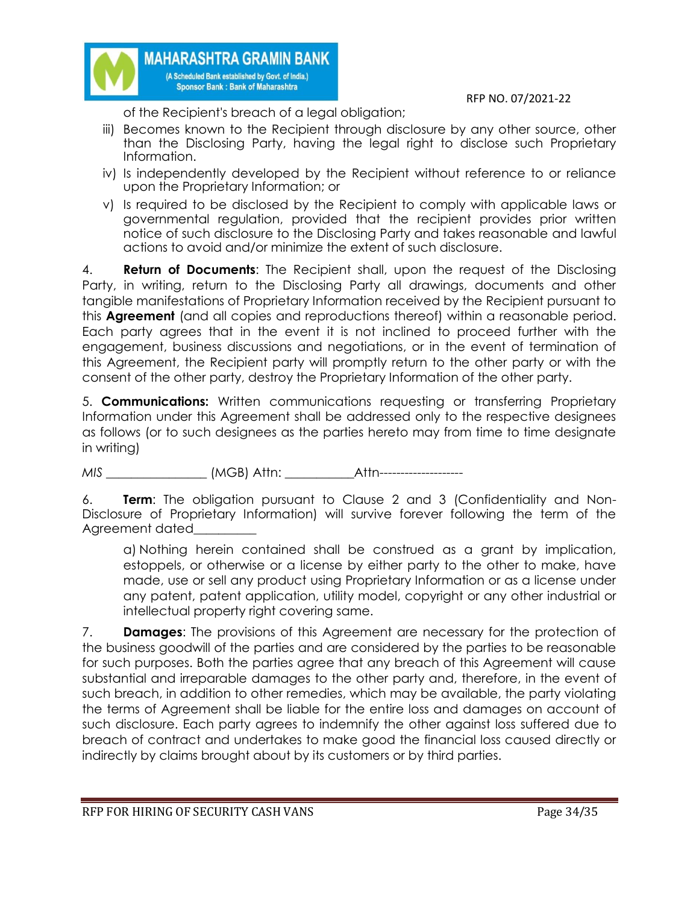of the Recipient's breach of a legal obligation;

iii) Becomes known to the Recipient through disclosure by any other source, other than the Disclosing Party, having the legal right to disclose such Proprietary Information.

iv) Is independently developed by the Recipient without reference to or reliance upon the Proprietary Information; or

v) Is required to be disclosed by the Recipient to comply with applicable laws or governmental regulation, provided that the recipient provides prior written notice of such disclosure to the Disclosing Party and takes reasonable and lawful actions to avoid and/or minimize the extent of such disclosure.

4. **Return of Documents**: The Recipient shall, upon the request of the Disclosing Party, in writing, return to the Disclosing Party all drawings, documents and other tangible manifestations of Proprietary Information received by the Recipient pursuant to this **Agreement** (and all copies and reproductions thereof) within a reasonable period. Each party agrees that in the event it is not inclined to proceed further with the engagement, business discussions and negotiations, or in the event of termination of this Agreement, the Recipient party will promptly return to the other party or with the consent of the other party, destroy the Proprietary Information of the other party.

5. **Communications:** Written communications requesting or transferring Proprietary Information under this Agreement shall be addressed only to the respective designees as follows (or to such designees as the parties hereto may from time to time designate in writing)

*MIS* ________________ (MGB) Attn: ___________Attn--------------------

6. **Term**: The obligation pursuant to Clause 2 and 3 (Confidentiality and Non-Disclosure of Proprietary Information) will survive forever following the term of the Agreement dated__________

a) Nothing herein contained shall be construed as a grant by implication, estoppels, or otherwise or a license by either party to the other to make, have made, use or sell any product using Proprietary Information or as a license under any patent, patent application, utility model, copyright or any other industrial or intellectual property right covering same.

7. **Damages**: The provisions of this Agreement are necessary for the protection of the business goodwill of the parties and are considered by the parties to be reasonable for such purposes. Both the parties agree that any breach of this Agreement will cause substantial and irreparable damages to the other party and, therefore, in the event of such breach, in addition to other remedies, which may be available, the party violating the terms of Agreement shall be liable for the entire loss and damages on account of such disclosure. Each party agrees to indemnify the other against loss suffered due to breach of contract and undertakes to make good the financial loss caused directly or indirectly by claims brought about by its customers or by third parties.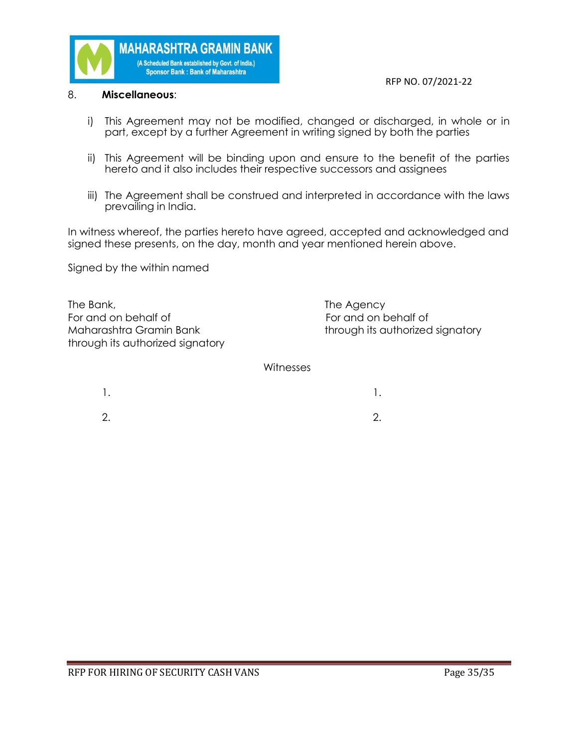8. **Miscellaneous**:

i) This Agreement may not be modified, changed or discharged, in whole or in part, except by a further Agreement in writing signed by both the parties

ii) This Agreement will be binding upon and ensure to the benefit of the parties hereto and it also includes their respective successors and assignees

iii) The Agreement shall be construed and interpreted in accordance with the laws prevailing in India.

In witness whereof, the parties hereto have agreed, accepted and acknowledged and signed these presents, on the day, month and year mentioned herein above.

Signed by the within named

| | |
|---|---|
| The Bank,<br>For and on behalf of<br>Maharashtra Gramin Bank<br>through its authorized signatory | The Agency<br>For and on behalf of<br>through its authorized signatory |

Witnesses

| | |
|---|---|
| 1. | 1. |
| 2. | 2. |